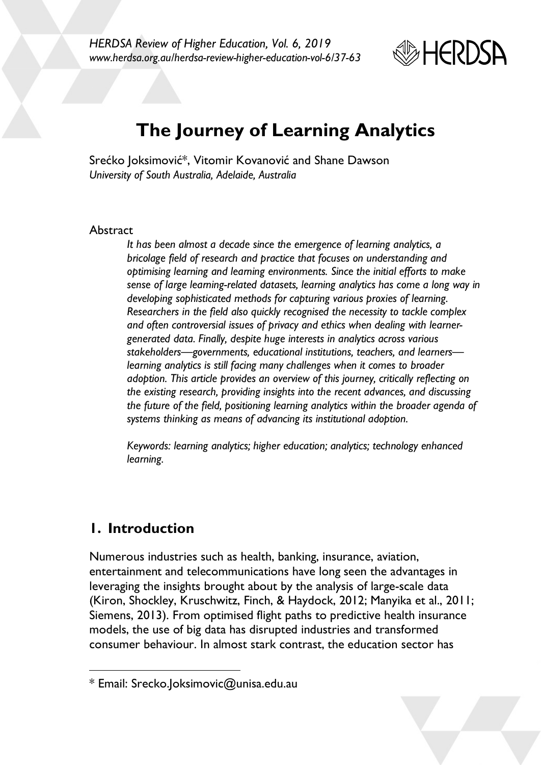# The Journey of Learning Analytics

Srećko Joksimović*, Vitomir Kovanović and Shane Dawson

*University of South Australia, Adelaide, Australia*

## Abstract

*It has been almost a decade since the emergence of learning analytics, a bricolage field of research and practice that focuses on understanding and optimising learning and learning environments. Since the initial efforts to make sense of large learning-related datasets, learning analytics has come a long way in developing sophisticated methods for capturing various proxies of learning. Researchers in the field also quickly recognised the necessity to tackle complex and often controversial issues of privacy and ethics when dealing with learner-generated data. Finally, despite huge interests in analytics across various stakeholders—governments, educational institutions, teachers, and learners—learning analytics is still facing many challenges when it comes to broader adoption. This article provides an overview of this journey, critically reflecting on the existing research, providing insights into the recent advances, and discussing the future of the field, positioning learning analytics within the broader agenda of systems thinking as means of advancing its institutional adoption.*

*Keywords: learning analytics; higher education; analytics; technology enhanced learning.*

## 1. Introduction

Numerous industries such as health, banking, insurance, aviation, entertainment and telecommunications have long seen the advantages in leveraging the insights brought about by the analysis of large-scale data (Kiron, Shockley, Kruschwitz, Finch, & Haydock, 2012; Manyika et al., 2011; Siemens, 2013). From optimised flight paths to predictive health insurance models, the use of big data has disrupted industries and transformed consumer behaviour. In almost stark contrast, the education sector has

* Email: Srecko.Joksimovic@unisa.edu.au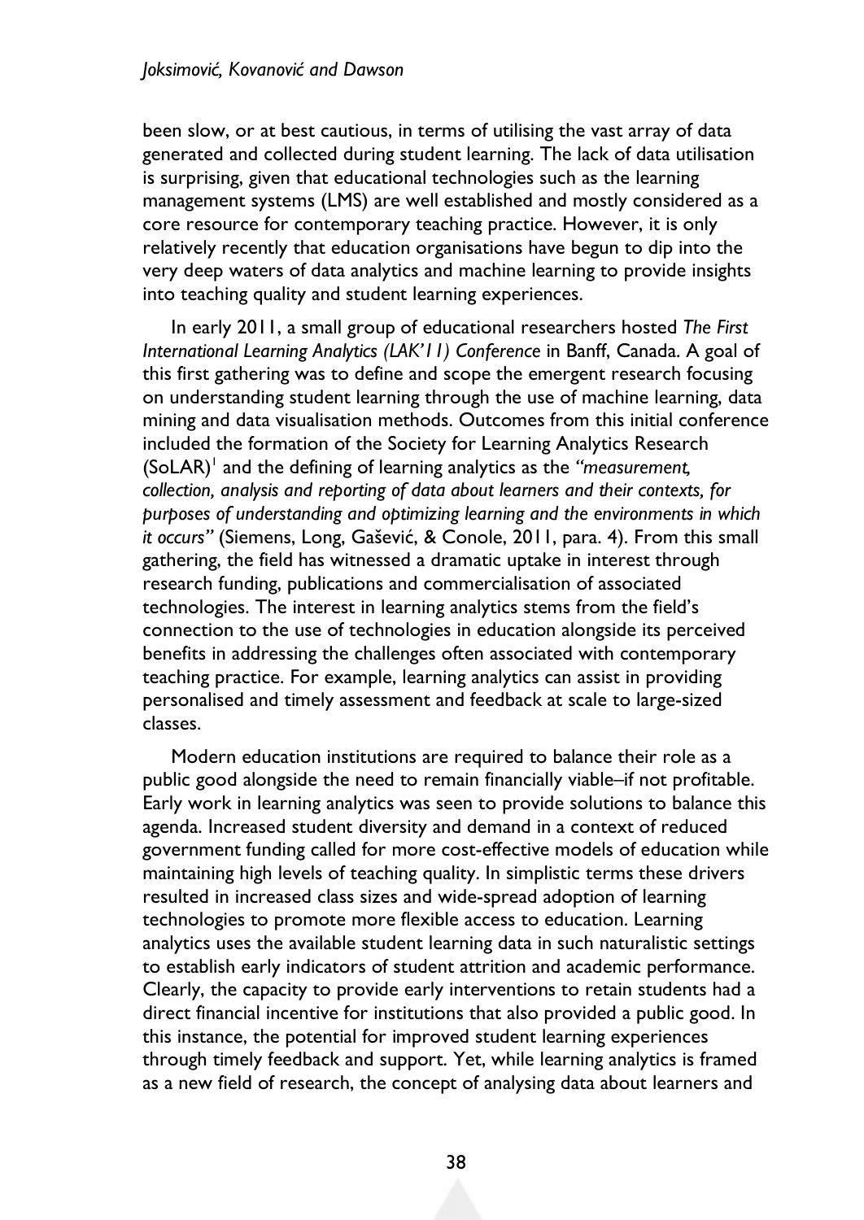been slow, or at best cautious, in terms of utilising the vast array of data generated and collected during student learning. The lack of data utilisation is surprising, given that educational technologies such as the learning management systems (LMS) are well established and mostly considered as a core resource for contemporary teaching practice. However, it is only relatively recently that education organisations have begun to dip into the very deep waters of data analytics and machine learning to provide insights into teaching quality and student learning experiences.

In early 2011, a small group of educational researchers hosted *The First International Learning Analytics (LAK'11) Conference* in Banff, Canada. A goal of this first gathering was to define and scope the emergent research focusing on understanding student learning through the use of machine learning, data mining and data visualisation methods. Outcomes from this initial conference included the formation of the Society for Learning Analytics Research (SoLAR)[1] and the defining of learning analytics as the *"measurement, collection, analysis and reporting of data about learners and their contexts, for purposes of understanding and optimizing learning and the environments in which it occurs"* (Siemens, Long, Gašević, & Conole, 2011, para. 4). From this small gathering, the field has witnessed a dramatic uptake in interest through research funding, publications and commercialisation of associated technologies. The interest in learning analytics stems from the field's connection to the use of technologies in education alongside its perceived benefits in addressing the challenges often associated with contemporary teaching practice. For example, learning analytics can assist in providing personalised and timely assessment and feedback at scale to large-sized classes.

Modern education institutions are required to balance their role as a public good alongside the need to remain financially viable–if not profitable. Early work in learning analytics was seen to provide solutions to balance this agenda. Increased student diversity and demand in a context of reduced government funding called for more cost-effective models of education while maintaining high levels of teaching quality. In simplistic terms these drivers resulted in increased class sizes and wide-spread adoption of learning technologies to promote more flexible access to education. Learning analytics uses the available student learning data in such naturalistic settings to establish early indicators of student attrition and academic performance. Clearly, the capacity to provide early interventions to retain students had a direct financial incentive for institutions that also provided a public good. In this instance, the potential for improved student learning experiences through timely feedback and support. Yet, while learning analytics is framed as a new field of research, the concept of analysing data about learners and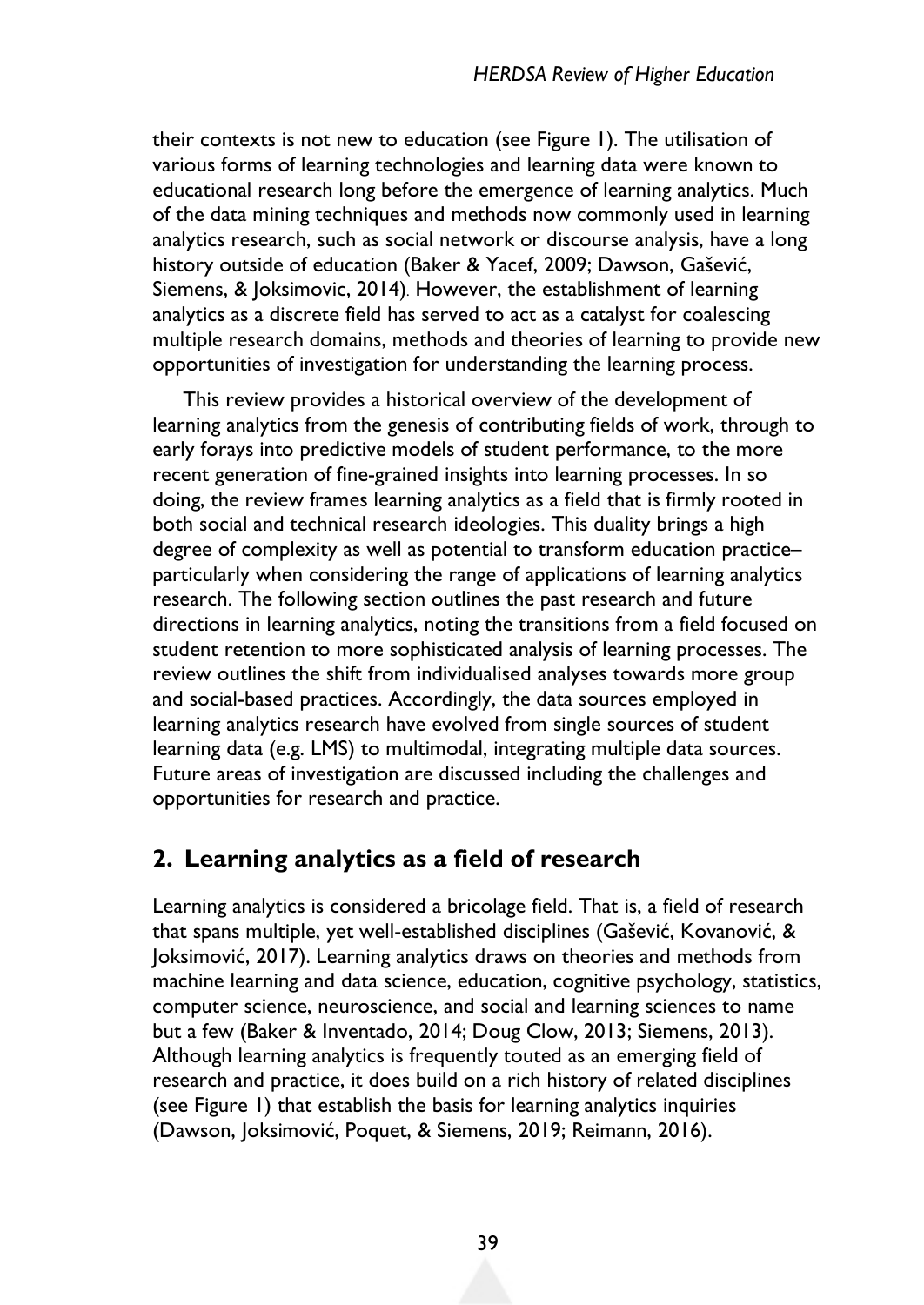their contexts is not new to education (see Figure 1). The utilisation of various forms of learning technologies and learning data were known to educational research long before the emergence of learning analytics. Much of the data mining techniques and methods now commonly used in learning analytics research, such as social network or discourse analysis, have a long history outside of education (Baker & Yacef, 2009; Dawson, Gašević, Siemens, & Joksimovic, 2014). However, the establishment of learning analytics as a discrete field has served to act as a catalyst for coalescing multiple research domains, methods and theories of learning to provide new opportunities of investigation for understanding the learning process.

This review provides a historical overview of the development of learning analytics from the genesis of contributing fields of work, through to early forays into predictive models of student performance, to the more recent generation of fine-grained insights into learning processes. In so doing, the review frames learning analytics as a field that is firmly rooted in both social and technical research ideologies. This duality brings a high degree of complexity as well as potential to transform education practice– particularly when considering the range of applications of learning analytics research. The following section outlines the past research and future directions in learning analytics, noting the transitions from a field focused on student retention to more sophisticated analysis of learning processes. The review outlines the shift from individualised analyses towards more group and social-based practices. Accordingly, the data sources employed in learning analytics research have evolved from single sources of student learning data (e.g. LMS) to multimodal, integrating multiple data sources. Future areas of investigation are discussed including the challenges and opportunities for research and practice.

## 2. Learning analytics as a field of research

Learning analytics is considered a bricolage field. That is, a field of research that spans multiple, yet well-established disciplines (Gašević, Kovanović, & Joksimović, 2017). Learning analytics draws on theories and methods from machine learning and data science, education, cognitive psychology, statistics, computer science, neuroscience, and social and learning sciences to name but a few (Baker & Inventado, 2014; Doug Clow, 2013; Siemens, 2013). Although learning analytics is frequently touted as an emerging field of research and practice, it does build on a rich history of related disciplines (see Figure 1) that establish the basis for learning analytics inquiries (Dawson, Joksimović, Poquet, & Siemens, 2019; Reimann, 2016).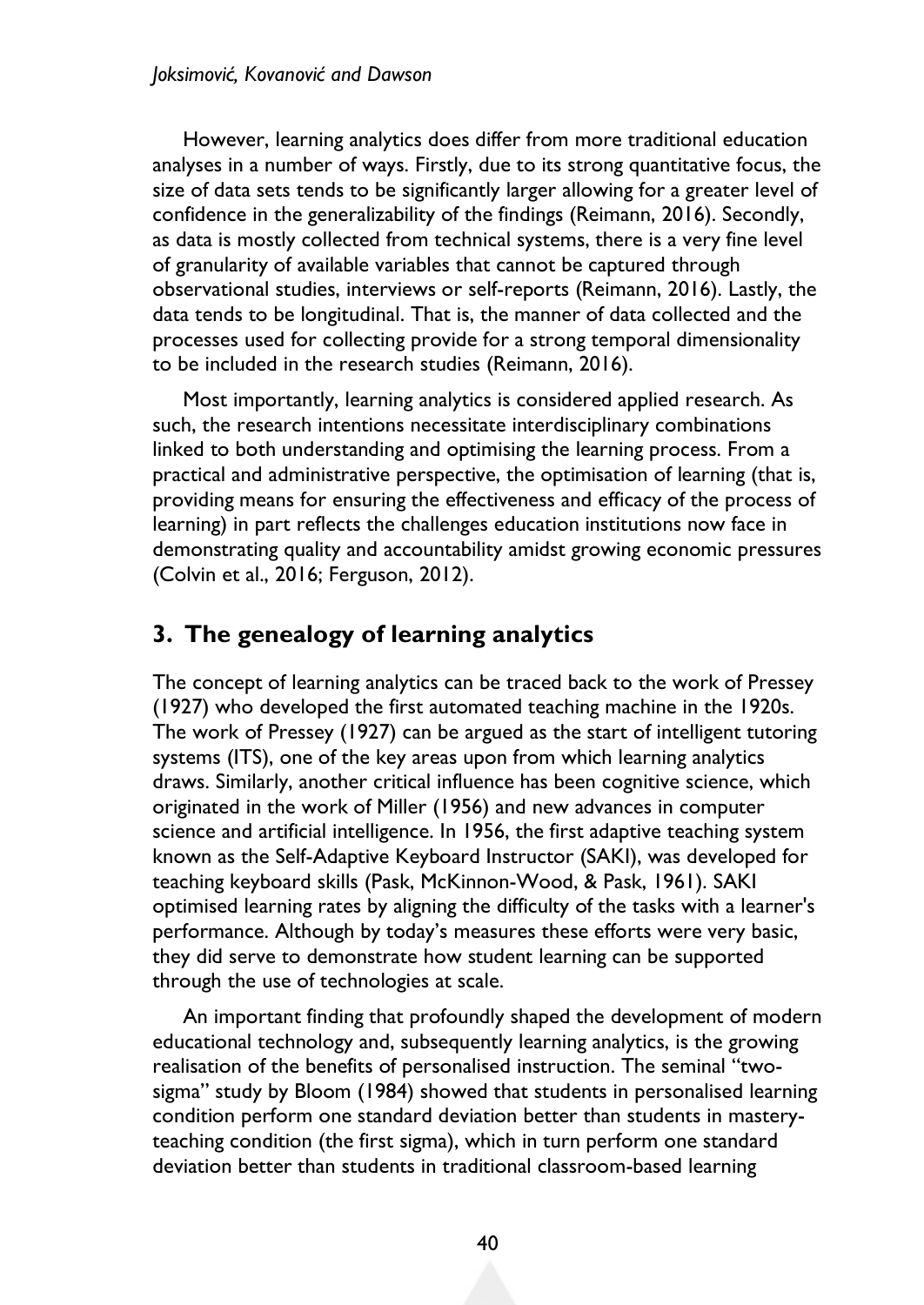However, learning analytics does differ from more traditional education analyses in a number of ways. Firstly, due to its strong quantitative focus, the size of data sets tends to be significantly larger allowing for a greater level of confidence in the generalizability of the findings (Reimann, 2016). Secondly, as data is mostly collected from technical systems, there is a very fine level of granularity of available variables that cannot be captured through observational studies, interviews or self-reports (Reimann, 2016). Lastly, the data tends to be longitudinal. That is, the manner of data collected and the processes used for collecting provide for a strong temporal dimensionality to be included in the research studies (Reimann, 2016).

Most importantly, learning analytics is considered applied research. As such, the research intentions necessitate interdisciplinary combinations linked to both understanding and optimising the learning process. From a practical and administrative perspective, the optimisation of learning (that is, providing means for ensuring the effectiveness and efficacy of the process of learning) in part reflects the challenges education institutions now face in demonstrating quality and accountability amidst growing economic pressures (Colvin et al., 2016; Ferguson, 2012).

## 3. The genealogy of learning analytics

The concept of learning analytics can be traced back to the work of Pressey (1927) who developed the first automated teaching machine in the 1920s. The work of Pressey (1927) can be argued as the start of intelligent tutoring systems (ITS), one of the key areas upon from which learning analytics draws. Similarly, another critical influence has been cognitive science, which originated in the work of Miller (1956) and new advances in computer science and artificial intelligence. In 1956, the first adaptive teaching system known as the Self-Adaptive Keyboard Instructor (SAKI), was developed for teaching keyboard skills (Pask, McKinnon-Wood, & Pask, 1961). SAKI optimised learning rates by aligning the difficulty of the tasks with a learner's performance. Although by today's measures these efforts were very basic, they did serve to demonstrate how student learning can be supported through the use of technologies at scale.

An important finding that profoundly shaped the development of modern educational technology and, subsequently learning analytics, is the growing realisation of the benefits of personalised instruction. The seminal "two-sigma" study by Bloom (1984) showed that students in personalised learning condition perform one standard deviation better than students in mastery-teaching condition (the first sigma), which in turn perform one standard deviation better than students in traditional classroom-based learning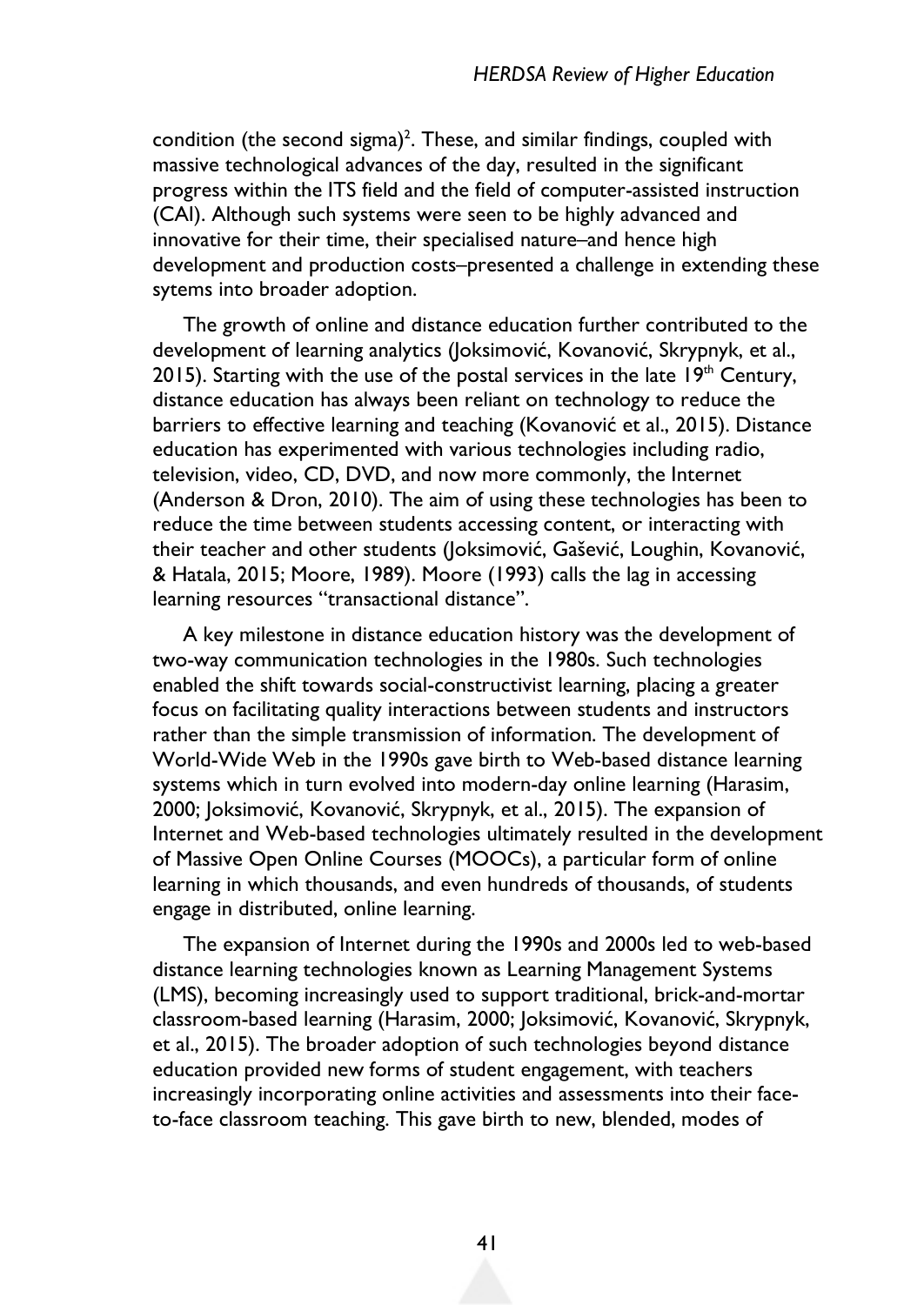condition (the second sigma)[2]. These, and similar findings, coupled with massive technological advances of the day, resulted in the significant progress within the ITS field and the field of computer-assisted instruction (CAI). Although such systems were seen to be highly advanced and innovative for their time, their specialised nature–and hence high development and production costs–presented a challenge in extending these sytems into broader adoption.

The growth of online and distance education further contributed to the development of learning analytics (Joksimović, Kovanović, Skrypnyk, et al., 2015). Starting with the use of the postal services in the late 19th Century, distance education has always been reliant on technology to reduce the barriers to effective learning and teaching (Kovanović et al., 2015). Distance education has experimented with various technologies including radio, television, video, CD, DVD, and now more commonly, the Internet (Anderson & Dron, 2010). The aim of using these technologies has been to reduce the time between students accessing content, or interacting with their teacher and other students (Joksimović, Gašević, Loughin, Kovanović, & Hatala, 2015; Moore, 1989). Moore (1993) calls the lag in accessing learning resources "transactional distance".

A key milestone in distance education history was the development of two-way communication technologies in the 1980s. Such technologies enabled the shift towards social-constructivist learning, placing a greater focus on facilitating quality interactions between students and instructors rather than the simple transmission of information. The development of World-Wide Web in the 1990s gave birth to Web-based distance learning systems which in turn evolved into modern-day online learning (Harasim, 2000; Joksimović, Kovanović, Skrypnyk, et al., 2015). The expansion of Internet and Web-based technologies ultimately resulted in the development of Massive Open Online Courses (MOOCs), a particular form of online learning in which thousands, and even hundreds of thousands, of students engage in distributed, online learning.

The expansion of Internet during the 1990s and 2000s led to web-based distance learning technologies known as Learning Management Systems (LMS), becoming increasingly used to support traditional, brick-and-mortar classroom-based learning (Harasim, 2000; Joksimović, Kovanović, Skrypnyk, et al., 2015). The broader adoption of such technologies beyond distance education provided new forms of student engagement, with teachers increasingly incorporating online activities and assessments into their face-to-face classroom teaching. This gave birth to new, blended, modes of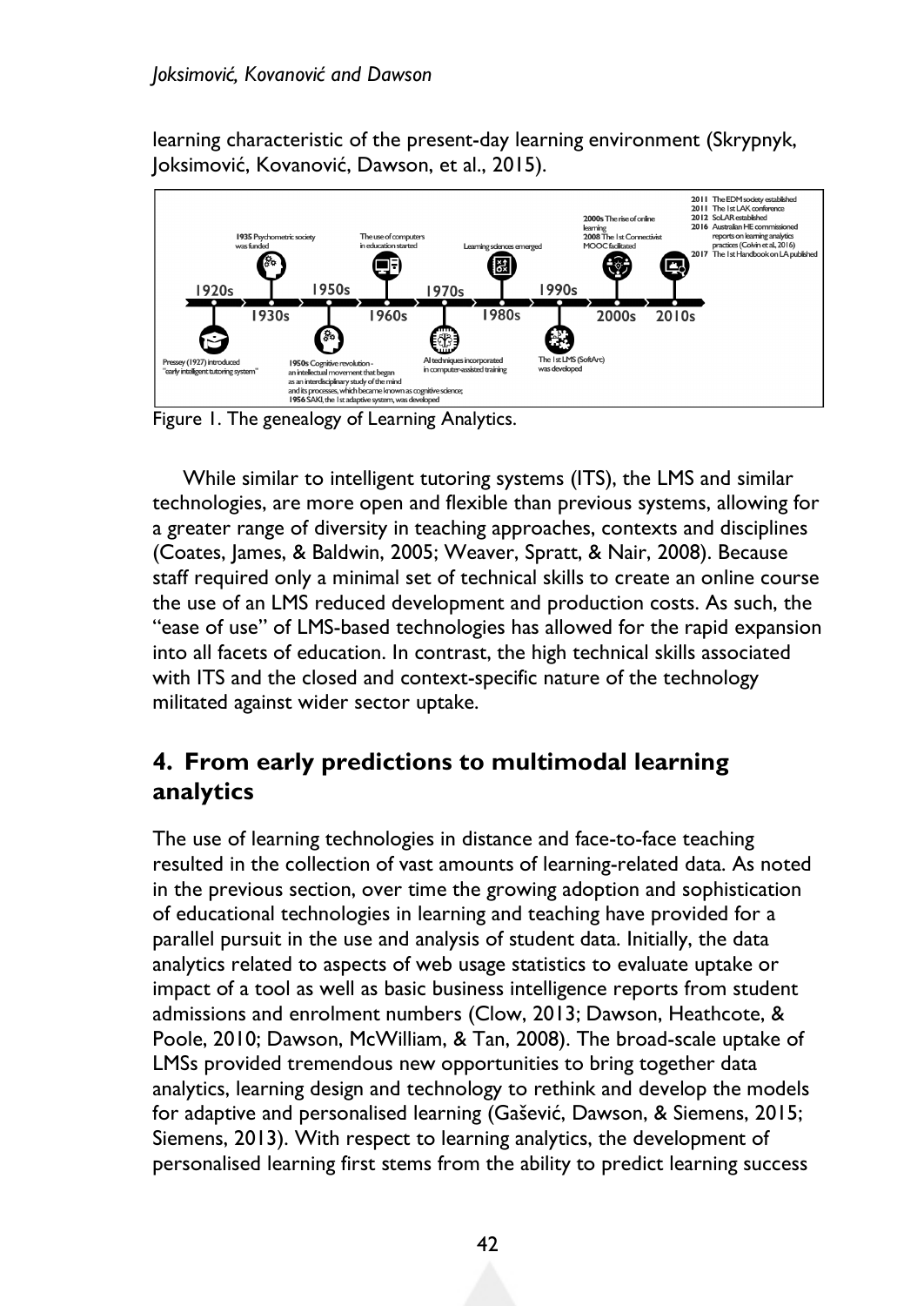learning characteristic of the present-day learning environment (Skrypnyk, Joksimović, Kovanović, Dawson, et al., 2015).

Figure 1. The genealogy of Learning Analytics.

While similar to intelligent tutoring systems (ITS), the LMS and similar technologies, are more open and flexible than previous systems, allowing for a greater range of diversity in teaching approaches, contexts and disciplines (Coates, James, & Baldwin, 2005; Weaver, Spratt, & Nair, 2008). Because staff required only a minimal set of technical skills to create an online course the use of an LMS reduced development and production costs. As such, the "ease of use" of LMS-based technologies has allowed for the rapid expansion into all facets of education. In contrast, the high technical skills associated with ITS and the closed and context-specific nature of the technology militated against wider sector uptake.

## 4. From early predictions to multimodal learning analytics

The use of learning technologies in distance and face-to-face teaching resulted in the collection of vast amounts of learning-related data. As noted in the previous section, over time the growing adoption and sophistication of educational technologies in learning and teaching have provided for a parallel pursuit in the use and analysis of student data. Initially, the data analytics related to aspects of web usage statistics to evaluate uptake or impact of a tool as well as basic business intelligence reports from student admissions and enrolment numbers (Clow, 2013; Dawson, Heathcote, & Poole, 2010; Dawson, McWilliam, & Tan, 2008). The broad-scale uptake of LMSs provided tremendous new opportunities to bring together data analytics, learning design and technology to rethink and develop the models for adaptive and personalised learning (Gašević, Dawson, & Siemens, 2015; Siemens, 2013). With respect to learning analytics, the development of personalised learning first stems from the ability to predict learning success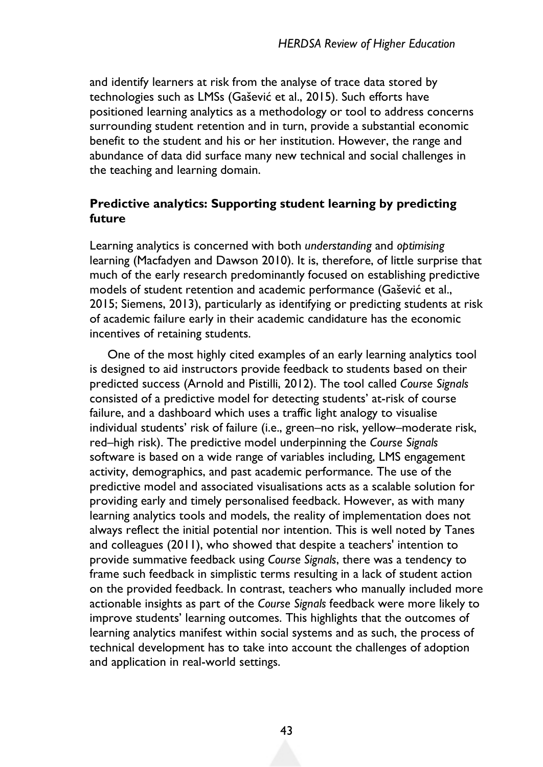and identify learners at risk from the analyse of trace data stored by technologies such as LMSs (Gašević et al., 2015). Such efforts have positioned learning analytics as a methodology or tool to address concerns surrounding student retention and in turn, provide a substantial economic benefit to the student and his or her institution. However, the range and abundance of data did surface many new technical and social challenges in the teaching and learning domain.

### Predictive analytics: Supporting student learning by predicting future

Learning analytics is concerned with both *understanding* and *optimising* learning (Macfadyen and Dawson 2010). It is, therefore, of little surprise that much of the early research predominantly focused on establishing predictive models of student retention and academic performance (Gašević et al., 2015; Siemens, 2013), particularly as identifying or predicting students at risk of academic failure early in their academic candidature has the economic incentives of retaining students.

One of the most highly cited examples of an early learning analytics tool is designed to aid instructors provide feedback to students based on their predicted success (Arnold and Pistilli, 2012). The tool called *Course Signals* consisted of a predictive model for detecting students' at-risk of course failure, and a dashboard which uses a traffic light analogy to visualise individual students' risk of failure (i.e., green–no risk, yellow–moderate risk, red–high risk). The predictive model underpinning the *Course Signals* software is based on a wide range of variables including, LMS engagement activity, demographics, and past academic performance. The use of the predictive model and associated visualisations acts as a scalable solution for providing early and timely personalised feedback. However, as with many learning analytics tools and models, the reality of implementation does not always reflect the initial potential nor intention. This is well noted by Tanes and colleagues (2011), who showed that despite a teachers' intention to provide summative feedback using *Course Signals*, there was a tendency to frame such feedback in simplistic terms resulting in a lack of student action on the provided feedback. In contrast, teachers who manually included more actionable insights as part of the *Course Signals* feedback were more likely to improve students' learning outcomes. This highlights that the outcomes of learning analytics manifest within social systems and as such, the process of technical development has to take into account the challenges of adoption and application in real-world settings.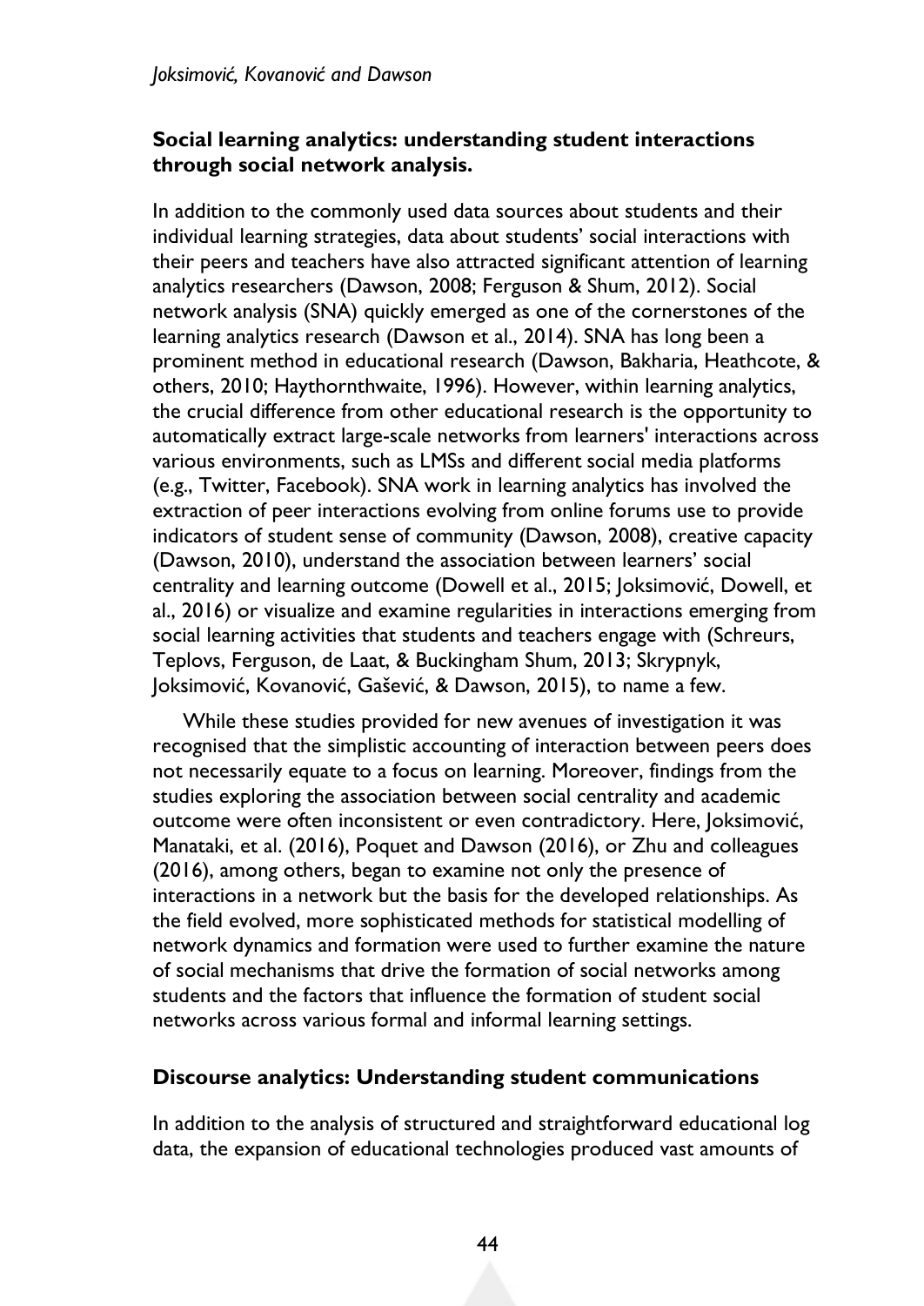### Social learning analytics: understanding student interactions through social network analysis.

In addition to the commonly used data sources about students and their individual learning strategies, data about students' social interactions with their peers and teachers have also attracted significant attention of learning analytics researchers (Dawson, 2008; Ferguson & Shum, 2012). Social network analysis (SNA) quickly emerged as one of the cornerstones of the learning analytics research (Dawson et al., 2014). SNA has long been a prominent method in educational research (Dawson, Bakharia, Heathcote, & others, 2010; Haythornthwaite, 1996). However, within learning analytics, the crucial difference from other educational research is the opportunity to automatically extract large-scale networks from learners' interactions across various environments, such as LMSs and different social media platforms (e.g., Twitter, Facebook). SNA work in learning analytics has involved the extraction of peer interactions evolving from online forums use to provide indicators of student sense of community (Dawson, 2008), creative capacity (Dawson, 2010), understand the association between learners' social centrality and learning outcome (Dowell et al., 2015; Joksimović, Dowell, et al., 2016) or visualize and examine regularities in interactions emerging from social learning activities that students and teachers engage with (Schreurs, Teplovs, Ferguson, de Laat, & Buckingham Shum, 2013; Skrypnyk, Joksimović, Kovanović, Gašević, & Dawson, 2015), to name a few.

While these studies provided for new avenues of investigation it was recognised that the simplistic accounting of interaction between peers does not necessarily equate to a focus on learning. Moreover, findings from the studies exploring the association between social centrality and academic outcome were often inconsistent or even contradictory. Here, Joksimović, Manataki, et al. (2016), Poquet and Dawson (2016), or Zhu and colleagues (2016), among others, began to examine not only the presence of interactions in a network but the basis for the developed relationships. As the field evolved, more sophisticated methods for statistical modelling of network dynamics and formation were used to further examine the nature of social mechanisms that drive the formation of social networks among students and the factors that influence the formation of student social networks across various formal and informal learning settings.

### Discourse analytics: Understanding student communications

In addition to the analysis of structured and straightforward educational log data, the expansion of educational technologies produced vast amounts of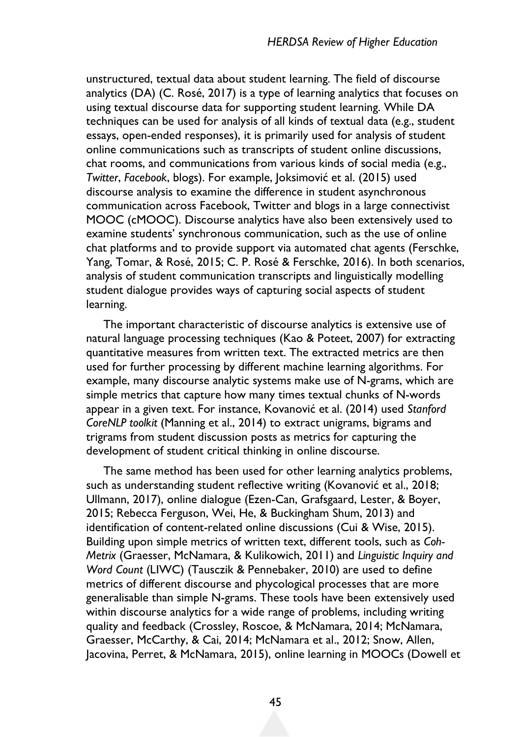unstructured, textual data about student learning. The field of discourse analytics (DA) (C. Rosé, 2017) is a type of learning analytics that focuses on using textual discourse data for supporting student learning. While DA techniques can be used for analysis of all kinds of textual data (e.g., student essays, open-ended responses), it is primarily used for analysis of student online communications such as transcripts of student online discussions, chat rooms, and communications from various kinds of social media (e.g., *Twitter*, *Facebook*, blogs). For example, Joksimović et al. (2015) used discourse analysis to examine the difference in student asynchronous communication across Facebook, Twitter and blogs in a large connectivist MOOC (cMOOC). Discourse analytics have also been extensively used to examine students' synchronous communication, such as the use of online chat platforms and to provide support via automated chat agents (Ferschke, Yang, Tomar, & Rosé, 2015; C. P. Rosé & Ferschke, 2016). In both scenarios, analysis of student communication transcripts and linguistically modelling student dialogue provides ways of capturing social aspects of student learning.

The important characteristic of discourse analytics is extensive use of natural language processing techniques (Kao & Poteet, 2007) for extracting quantitative measures from written text. The extracted metrics are then used for further processing by different machine learning algorithms. For example, many discourse analytic systems make use of N-grams, which are simple metrics that capture how many times textual chunks of N-words appear in a given text. For instance, Kovanović et al. (2014) used *Stanford CoreNLP toolkit* (Manning et al., 2014) to extract unigrams, bigrams and trigrams from student discussion posts as metrics for capturing the development of student critical thinking in online discourse.

The same method has been used for other learning analytics problems, such as understanding student reflective writing (Kovanović et al., 2018; Ullmann, 2017), online dialogue (Ezen-Can, Grafsgaard, Lester, & Boyer, 2015; Rebecca Ferguson, Wei, He, & Buckingham Shum, 2013) and identification of content-related online discussions (Cui & Wise, 2015). Building upon simple metrics of written text, different tools, such as *Coh-Metrix* (Graesser, McNamara, & Kulikowich, 2011) and *Linguistic Inquiry and Word Count* (LIWC) (Tausczik & Pennebaker, 2010) are used to define metrics of different discourse and phycological processes that are more generalisable than simple N-grams. These tools have been extensively used within discourse analytics for a wide range of problems, including writing quality and feedback (Crossley, Roscoe, & McNamara, 2014; McNamara, Graesser, McCarthy, & Cai, 2014; McNamara et al., 2012; Snow, Allen, Jacovina, Perret, & McNamara, 2015), online learning in MOOCs (Dowell et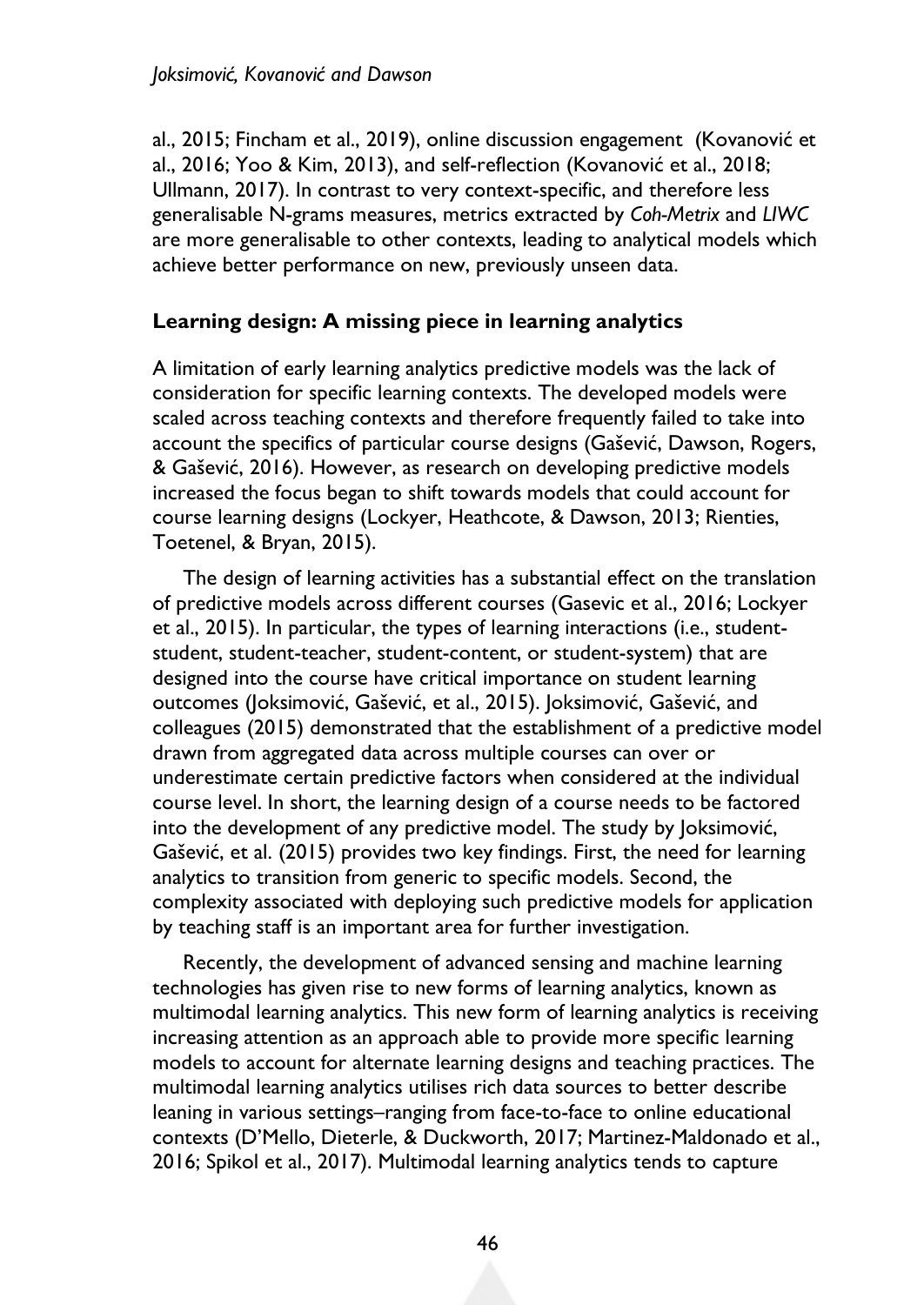al., 2015; Fincham et al., 2019), online discussion engagement  (Kovanović et al., 2016; Yoo & Kim, 2013), and self-reflection (Kovanović et al., 2018; Ullmann, 2017). In contrast to very context-specific, and therefore less generalisable N-grams measures, metrics extracted by *Coh-Metrix* and *LIWC* are more generalisable to other contexts, leading to analytical models which achieve better performance on new, previously unseen data.

## Learning design: A missing piece in learning analytics

A limitation of early learning analytics predictive models was the lack of consideration for specific learning contexts. The developed models were scaled across teaching contexts and therefore frequently failed to take into account the specifics of particular course designs (Gašević, Dawson, Rogers, & Gašević, 2016). However, as research on developing predictive models increased the focus began to shift towards models that could account for course learning designs (Lockyer, Heathcote, & Dawson, 2013; Rienties, Toetenel, & Bryan, 2015).

The design of learning activities has a substantial effect on the translation of predictive models across different courses (Gasevic et al., 2016; Lockyer et al., 2015). In particular, the types of learning interactions (i.e., student-student, student-teacher, student-content, or student-system) that are designed into the course have critical importance on student learning outcomes (Joksimović, Gašević, et al., 2015). Joksimović, Gašević, and colleagues (2015) demonstrated that the establishment of a predictive model drawn from aggregated data across multiple courses can over or underestimate certain predictive factors when considered at the individual course level. In short, the learning design of a course needs to be factored into the development of any predictive model. The study by Joksimović, Gašević, et al. (2015) provides two key findings. First, the need for learning analytics to transition from generic to specific models. Second, the complexity associated with deploying such predictive models for application by teaching staff is an important area for further investigation.

Recently, the development of advanced sensing and machine learning technologies has given rise to new forms of learning analytics, known as multimodal learning analytics. This new form of learning analytics is receiving increasing attention as an approach able to provide more specific learning models to account for alternate learning designs and teaching practices. The multimodal learning analytics utilises rich data sources to better describe leaning in various settings–ranging from face-to-face to online educational contexts (D'Mello, Dieterle, & Duckworth, 2017; Martinez-Maldonado et al., 2016; Spikol et al., 2017). Multimodal learning analytics tends to capture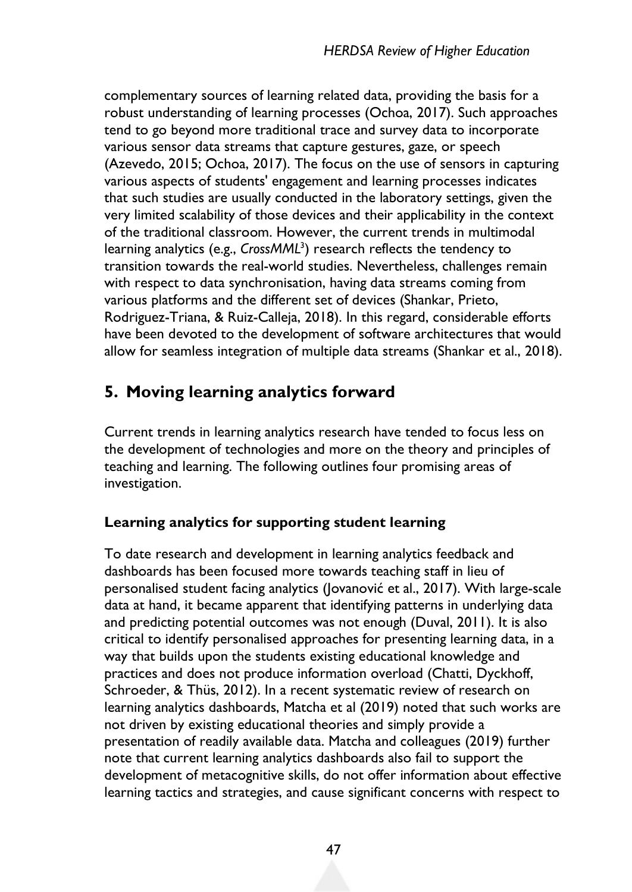complementary sources of learning related data, providing the basis for a robust understanding of learning processes (Ochoa, 2017). Such approaches tend to go beyond more traditional trace and survey data to incorporate various sensor data streams that capture gestures, gaze, or speech (Azevedo, 2015; Ochoa, 2017). The focus on the use of sensors in capturing various aspects of students' engagement and learning processes indicates that such studies are usually conducted in the laboratory settings, given the very limited scalability of those devices and their applicability in the context of the traditional classroom. However, the current trends in multimodal learning analytics (e.g., *CrossMML*[3]) research reflects the tendency to transition towards the real-world studies. Nevertheless, challenges remain with respect to data synchronisation, having data streams coming from various platforms and the different set of devices (Shankar, Prieto, Rodriguez-Triana, & Ruiz-Calleja, 2018). In this regard, considerable efforts have been devoted to the development of software architectures that would allow for seamless integration of multiple data streams (Shankar et al., 2018).

## 5. Moving learning analytics forward

Current trends in learning analytics research have tended to focus less on the development of technologies and more on the theory and principles of teaching and learning. The following outlines four promising areas of investigation.

### Learning analytics for supporting student learning

To date research and development in learning analytics feedback and dashboards has been focused more towards teaching staff in lieu of personalised student facing analytics (Jovanović et al., 2017). With large-scale data at hand, it became apparent that identifying patterns in underlying data and predicting potential outcomes was not enough (Duval, 2011). It is also critical to identify personalised approaches for presenting learning data, in a way that builds upon the students existing educational knowledge and practices and does not produce information overload (Chatti, Dyckhoff, Schroeder, & Thüs, 2012). In a recent systematic review of research on learning analytics dashboards, Matcha et al (2019) noted that such works are not driven by existing educational theories and simply provide a presentation of readily available data. Matcha and colleagues (2019) further note that current learning analytics dashboards also fail to support the development of metacognitive skills, do not offer information about effective learning tactics and strategies, and cause significant concerns with respect to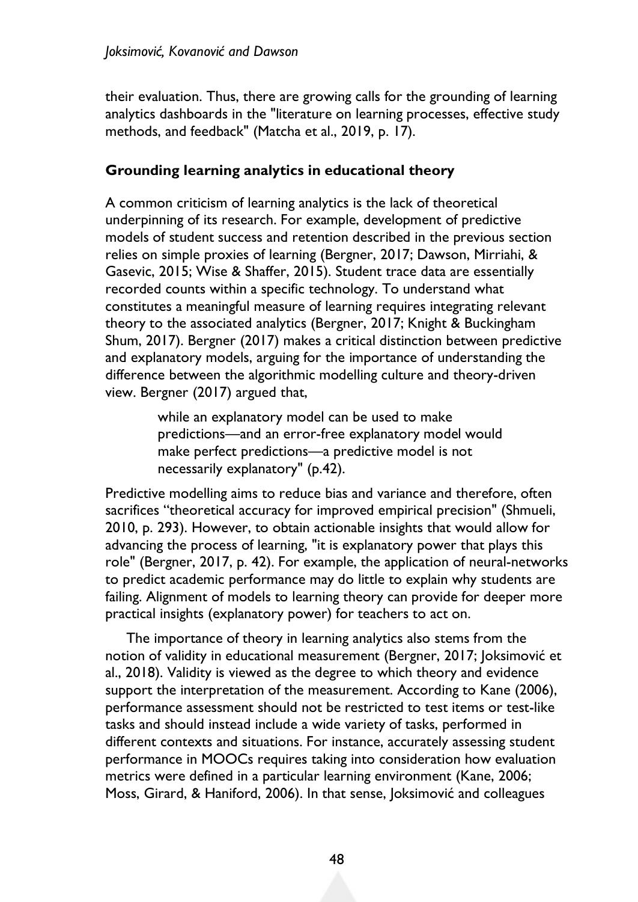their evaluation. Thus, there are growing calls for the grounding of learning analytics dashboards in the "literature on learning processes, effective study methods, and feedback" (Matcha et al., 2019, p. 17).

## Grounding learning analytics in educational theory

A common criticism of learning analytics is the lack of theoretical underpinning of its research. For example, development of predictive models of student success and retention described in the previous section relies on simple proxies of learning (Bergner, 2017; Dawson, Mirriahi, & Gasevic, 2015; Wise & Shaffer, 2015). Student trace data are essentially recorded counts within a specific technology. To understand what constitutes a meaningful measure of learning requires integrating relevant theory to the associated analytics (Bergner, 2017; Knight & Buckingham Shum, 2017). Bergner (2017) makes a critical distinction between predictive and explanatory models, arguing for the importance of understanding the difference between the algorithmic modelling culture and theory-driven view. Bergner (2017) argued that,

> while an explanatory model can be used to make predictions—and an error-free explanatory model would make perfect predictions—a predictive model is not necessarily explanatory" (p.42).

Predictive modelling aims to reduce bias and variance and therefore, often sacrifices "theoretical accuracy for improved empirical precision" (Shmueli, 2010, p. 293). However, to obtain actionable insights that would allow for advancing the process of learning, "it is explanatory power that plays this role" (Bergner, 2017, p. 42). For example, the application of neural-networks to predict academic performance may do little to explain why students are failing. Alignment of models to learning theory can provide for deeper more practical insights (explanatory power) for teachers to act on.

The importance of theory in learning analytics also stems from the notion of validity in educational measurement (Bergner, 2017; Joksimović et al., 2018). Validity is viewed as the degree to which theory and evidence support the interpretation of the measurement. According to Kane (2006), performance assessment should not be restricted to test items or test-like tasks and should instead include a wide variety of tasks, performed in different contexts and situations. For instance, accurately assessing student performance in MOOCs requires taking into consideration how evaluation metrics were defined in a particular learning environment (Kane, 2006; Moss, Girard, & Haniford, 2006). In that sense, Joksimović and colleagues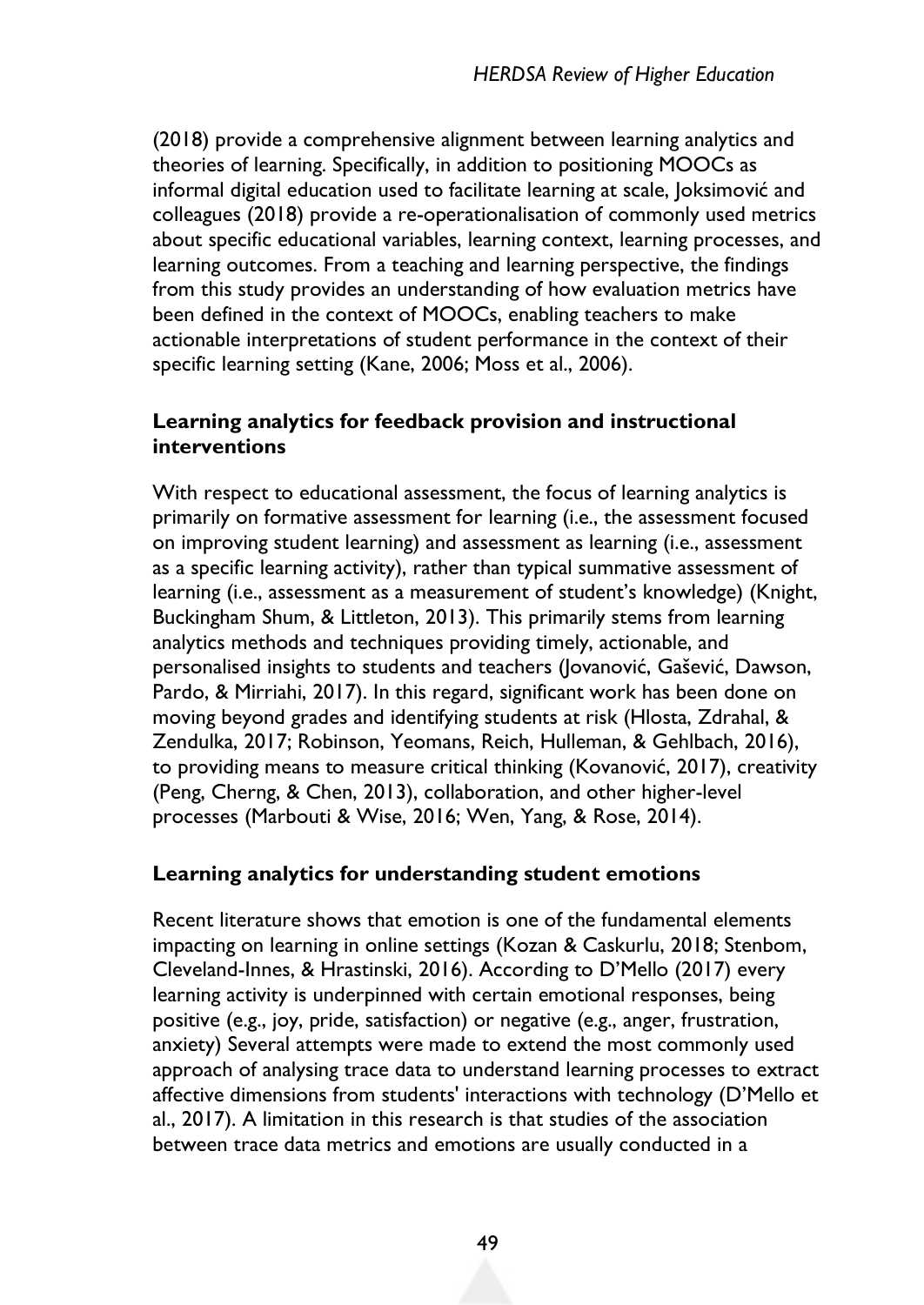(2018) provide a comprehensive alignment between learning analytics and theories of learning. Specifically, in addition to positioning MOOCs as informal digital education used to facilitate learning at scale, Joksimović and colleagues (2018) provide a re-operationalisation of commonly used metrics about specific educational variables, learning context, learning processes, and learning outcomes. From a teaching and learning perspective, the findings from this study provides an understanding of how evaluation metrics have been defined in the context of MOOCs, enabling teachers to make actionable interpretations of student performance in the context of their specific learning setting (Kane, 2006; Moss et al., 2006).

### Learning analytics for feedback provision and instructional interventions

With respect to educational assessment, the focus of learning analytics is primarily on formative assessment for learning (i.e., the assessment focused on improving student learning) and assessment as learning (i.e., assessment as a specific learning activity), rather than typical summative assessment of learning (i.e., assessment as a measurement of student's knowledge) (Knight, Buckingham Shum, & Littleton, 2013). This primarily stems from learning analytics methods and techniques providing timely, actionable, and personalised insights to students and teachers (Jovanović, Gašević, Dawson, Pardo, & Mirriahi, 2017). In this regard, significant work has been done on moving beyond grades and identifying students at risk (Hlosta, Zdrahal, & Zendulka, 2017; Robinson, Yeomans, Reich, Hulleman, & Gehlbach, 2016), to providing means to measure critical thinking (Kovanović, 2017), creativity (Peng, Cherng, & Chen, 2013), collaboration, and other higher-level processes (Marbouti & Wise, 2016; Wen, Yang, & Rose, 2014).

### Learning analytics for understanding student emotions

Recent literature shows that emotion is one of the fundamental elements impacting on learning in online settings (Kozan & Caskurlu, 2018; Stenbom, Cleveland-Innes, & Hrastinski, 2016). According to D'Mello (2017) every learning activity is underpinned with certain emotional responses, being positive (e.g., joy, pride, satisfaction) or negative (e.g., anger, frustration, anxiety) Several attempts were made to extend the most commonly used approach of analysing trace data to understand learning processes to extract affective dimensions from students' interactions with technology (D'Mello et al., 2017). A limitation in this research is that studies of the association between trace data metrics and emotions are usually conducted in a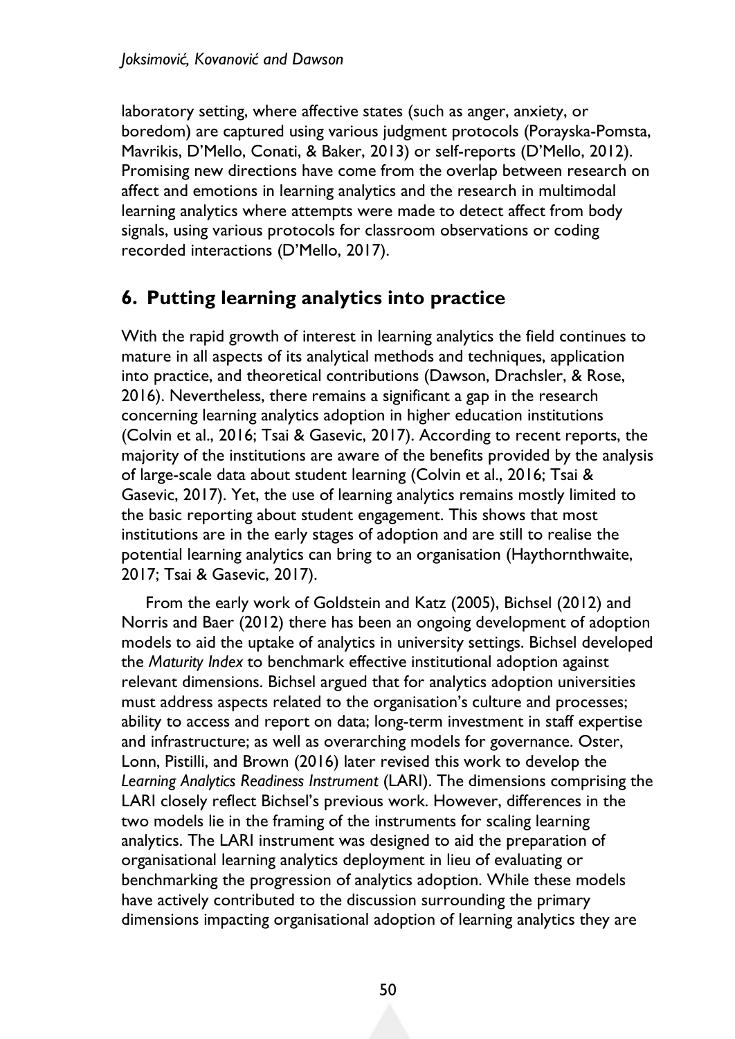laboratory setting, where affective states (such as anger, anxiety, or boredom) are captured using various judgment protocols (Porayska-Pomsta, Mavrikis, D'Mello, Conati, & Baker, 2013) or self-reports (D'Mello, 2012). Promising new directions have come from the overlap between research on affect and emotions in learning analytics and the research in multimodal learning analytics where attempts were made to detect affect from body signals, using various protocols for classroom observations or coding recorded interactions (D'Mello, 2017).

## 6. Putting learning analytics into practice

With the rapid growth of interest in learning analytics the field continues to mature in all aspects of its analytical methods and techniques, application into practice, and theoretical contributions (Dawson, Drachsler, & Rose, 2016). Nevertheless, there remains a significant a gap in the research concerning learning analytics adoption in higher education institutions (Colvin et al., 2016; Tsai & Gasevic, 2017). According to recent reports, the majority of the institutions are aware of the benefits provided by the analysis of large-scale data about student learning (Colvin et al., 2016; Tsai & Gasevic, 2017). Yet, the use of learning analytics remains mostly limited to the basic reporting about student engagement. This shows that most institutions are in the early stages of adoption and are still to realise the potential learning analytics can bring to an organisation (Haythornthwaite, 2017; Tsai & Gasevic, 2017).

From the early work of Goldstein and Katz (2005), Bichsel (2012) and Norris and Baer (2012) there has been an ongoing development of adoption models to aid the uptake of analytics in university settings. Bichsel developed the *Maturity Index* to benchmark effective institutional adoption against relevant dimensions. Bichsel argued that for analytics adoption universities must address aspects related to the organisation's culture and processes; ability to access and report on data; long-term investment in staff expertise and infrastructure; as well as overarching models for governance. Oster, Lonn, Pistilli, and Brown (2016) later revised this work to develop the *Learning Analytics Readiness Instrument* (LARI). The dimensions comprising the LARI closely reflect Bichsel's previous work. However, differences in the two models lie in the framing of the instruments for scaling learning analytics. The LARI instrument was designed to aid the preparation of organisational learning analytics deployment in lieu of evaluating or benchmarking the progression of analytics adoption. While these models have actively contributed to the discussion surrounding the primary dimensions impacting organisational adoption of learning analytics they are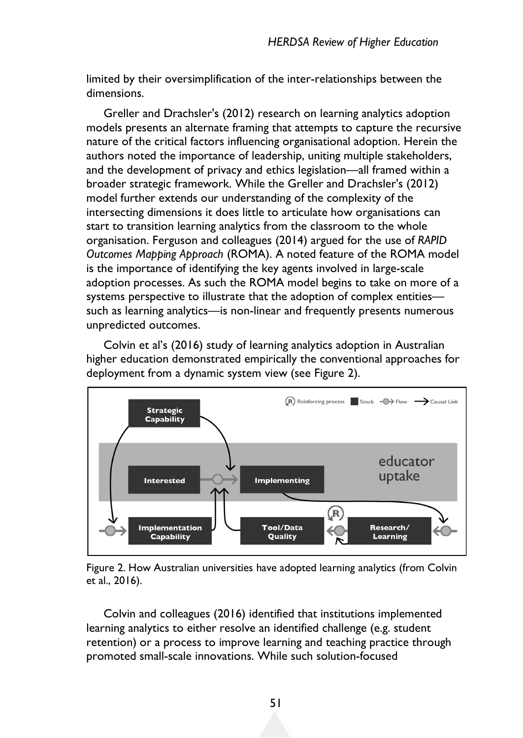limited by their oversimplification of the inter-relationships between the dimensions.

Greller and Drachsler's (2012) research on learning analytics adoption models presents an alternate framing that attempts to capture the recursive nature of the critical factors influencing organisational adoption. Herein the authors noted the importance of leadership, uniting multiple stakeholders, and the development of privacy and ethics legislation—all framed within a broader strategic framework. While the Greller and Drachsler's (2012) model further extends our understanding of the complexity of the intersecting dimensions it does little to articulate how organisations can start to transition learning analytics from the classroom to the whole organisation. Ferguson and colleagues (2014) argued for the use of *RAPID Outcomes Mapping Approach* (ROMA). A noted feature of the ROMA model is the importance of identifying the key agents involved in large-scale adoption processes. As such the ROMA model begins to take on more of a systems perspective to illustrate that the adoption of complex entities—such as learning analytics—is non-linear and frequently presents numerous unpredicted outcomes.

Colvin et al's (2016) study of learning analytics adoption in Australian higher education demonstrated empirically the conventional approaches for deployment from a dynamic system view (see Figure 2).

Figure 2. How Australian universities have adopted learning analytics (from Colvin et al., 2016).

Colvin and colleagues (2016) identified that institutions implemented learning analytics to either resolve an identified challenge (e.g. student retention) or a process to improve learning and teaching practice through promoted small-scale innovations. While such solution-focused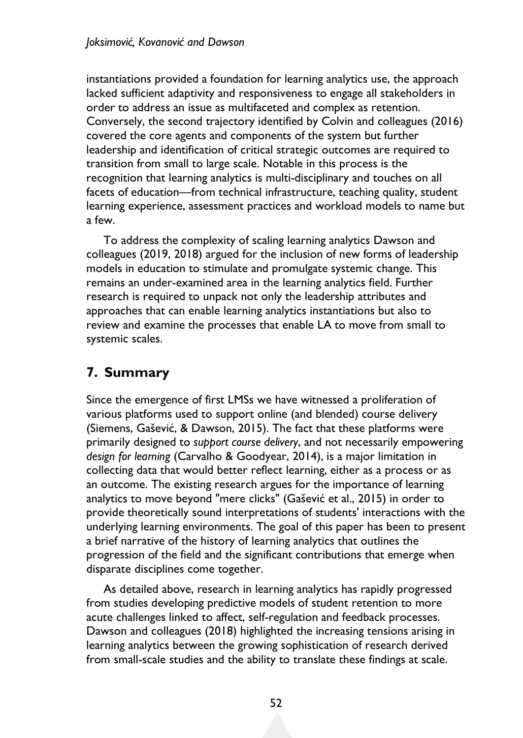instantiations provided a foundation for learning analytics use, the approach lacked sufficient adaptivity and responsiveness to engage all stakeholders in order to address an issue as multifaceted and complex as retention. Conversely, the second trajectory identified by Colvin and colleagues (2016) covered the core agents and components of the system but further leadership and identification of critical strategic outcomes are required to transition from small to large scale. Notable in this process is the recognition that learning analytics is multi-disciplinary and touches on all facets of education—from technical infrastructure, teaching quality, student learning experience, assessment practices and workload models to name but a few.

To address the complexity of scaling learning analytics Dawson and colleagues (2019, 2018) argued for the inclusion of new forms of leadership models in education to stimulate and promulgate systemic change. This remains an under-examined area in the learning analytics field. Further research is required to unpack not only the leadership attributes and approaches that can enable learning analytics instantiations but also to review and examine the processes that enable LA to move from small to systemic scales.

## 7. Summary

Since the emergence of first LMSs we have witnessed a proliferation of various platforms used to support online (and blended) course delivery (Siemens, Gašević, & Dawson, 2015). The fact that these platforms were primarily designed to *support course delivery*, and not necessarily empowering *design for learning* (Carvalho & Goodyear, 2014), is a major limitation in collecting data that would better reflect learning, either as a process or as an outcome. The existing research argues for the importance of learning analytics to move beyond "mere clicks" (Gašević et al., 2015) in order to provide theoretically sound interpretations of students' interactions with the underlying learning environments. The goal of this paper has been to present a brief narrative of the history of learning analytics that outlines the progression of the field and the significant contributions that emerge when disparate disciplines come together.

As detailed above, research in learning analytics has rapidly progressed from studies developing predictive models of student retention to more acute challenges linked to affect, self-regulation and feedback processes. Dawson and colleagues (2018) highlighted the increasing tensions arising in learning analytics between the growing sophistication of research derived from small-scale studies and the ability to translate these findings at scale.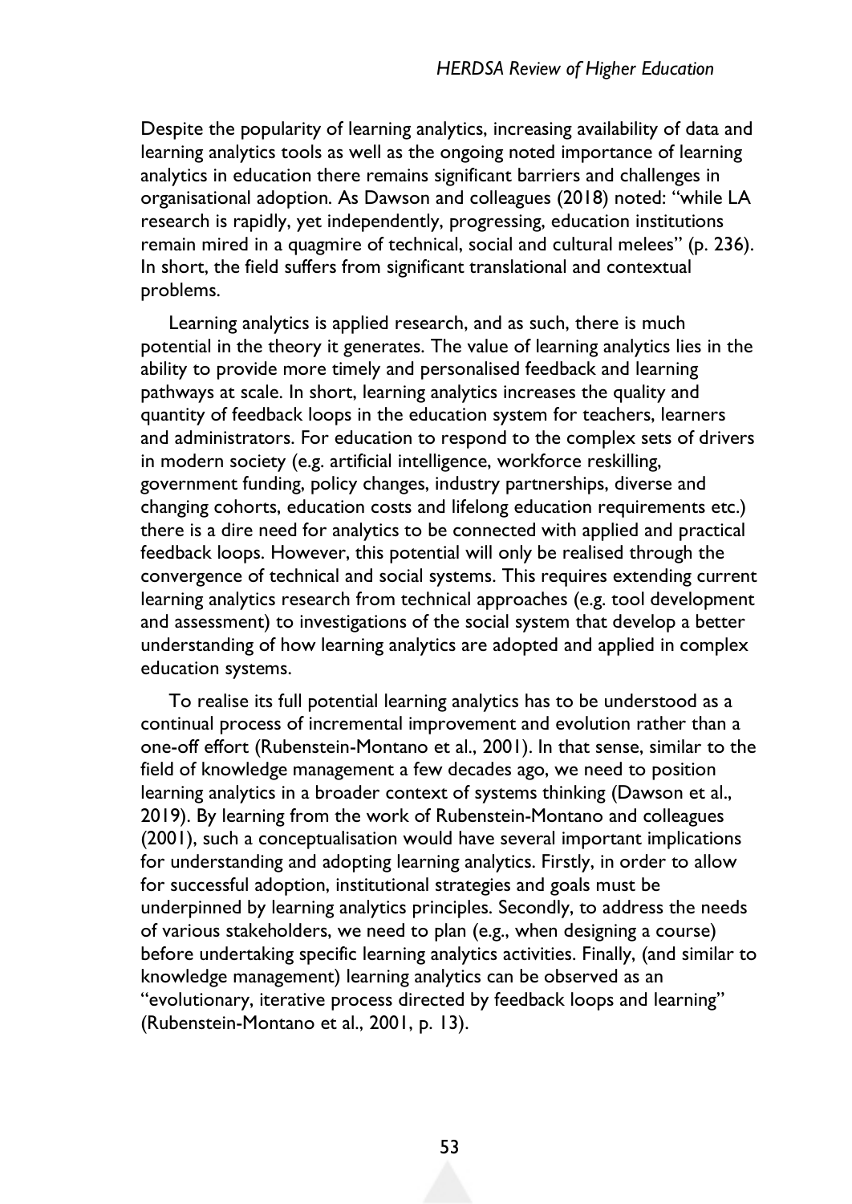Despite the popularity of learning analytics, increasing availability of data and learning analytics tools as well as the ongoing noted importance of learning analytics in education there remains significant barriers and challenges in organisational adoption. As Dawson and colleagues (2018) noted: "while LA research is rapidly, yet independently, progressing, education institutions remain mired in a quagmire of technical, social and cultural melees" (p. 236). In short, the field suffers from significant translational and contextual problems.

Learning analytics is applied research, and as such, there is much potential in the theory it generates. The value of learning analytics lies in the ability to provide more timely and personalised feedback and learning pathways at scale. In short, learning analytics increases the quality and quantity of feedback loops in the education system for teachers, learners and administrators. For education to respond to the complex sets of drivers in modern society (e.g. artificial intelligence, workforce reskilling, government funding, policy changes, industry partnerships, diverse and changing cohorts, education costs and lifelong education requirements etc.) there is a dire need for analytics to be connected with applied and practical feedback loops. However, this potential will only be realised through the convergence of technical and social systems. This requires extending current learning analytics research from technical approaches (e.g. tool development and assessment) to investigations of the social system that develop a better understanding of how learning analytics are adopted and applied in complex education systems.

To realise its full potential learning analytics has to be understood as a continual process of incremental improvement and evolution rather than a one-off effort (Rubenstein-Montano et al., 2001). In that sense, similar to the field of knowledge management a few decades ago, we need to position learning analytics in a broader context of systems thinking (Dawson et al., 2019). By learning from the work of Rubenstein-Montano and colleagues (2001), such a conceptualisation would have several important implications for understanding and adopting learning analytics. Firstly, in order to allow for successful adoption, institutional strategies and goals must be underpinned by learning analytics principles. Secondly, to address the needs of various stakeholders, we need to plan (e.g., when designing a course) before undertaking specific learning analytics activities. Finally, (and similar to knowledge management) learning analytics can be observed as an "evolutionary, iterative process directed by feedback loops and learning" (Rubenstein-Montano et al., 2001, p. 13).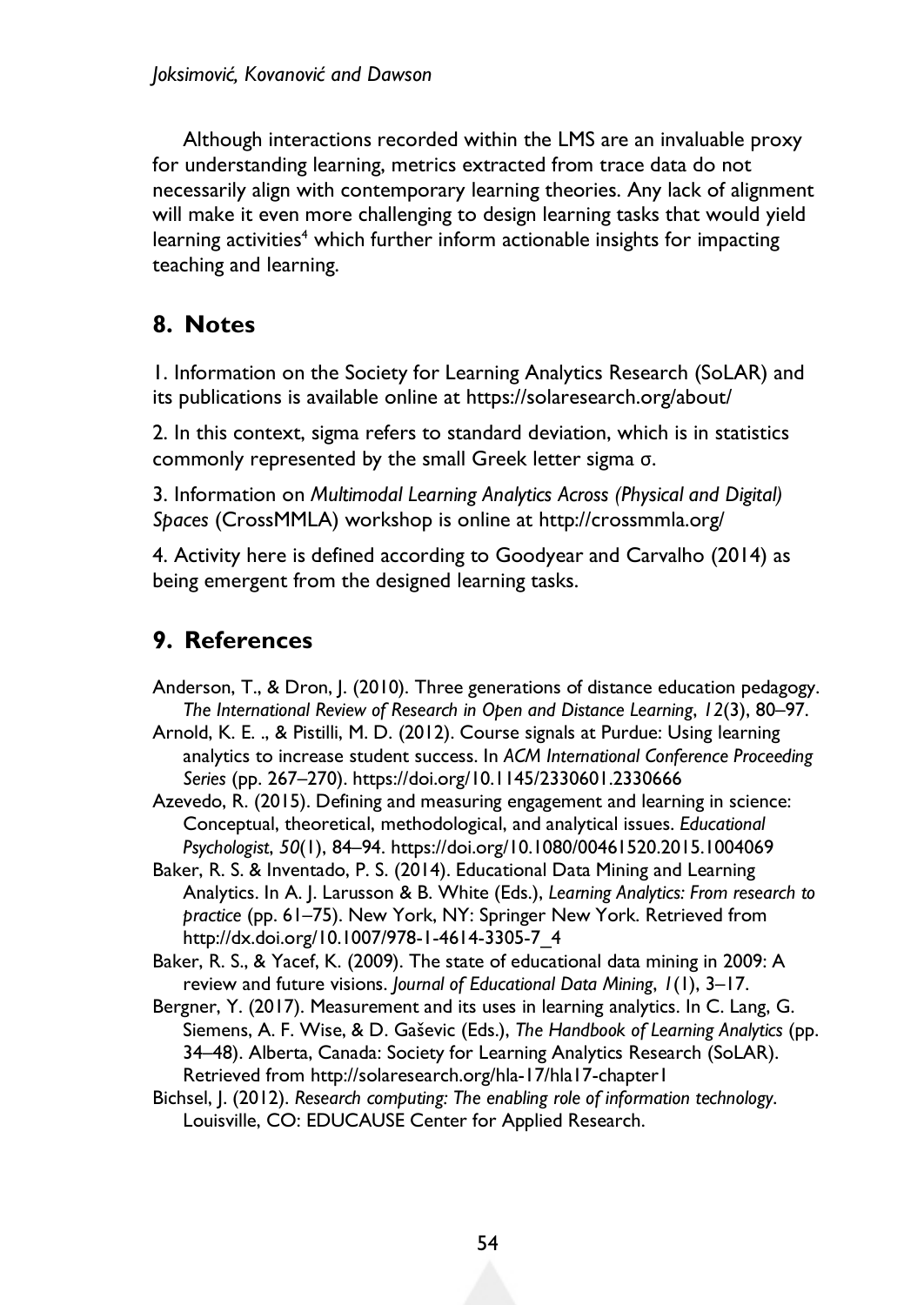Although interactions recorded within the LMS are an invaluable proxy for understanding learning, metrics extracted from trace data do not necessarily align with contemporary learning theories. Any lack of alignment will make it even more challenging to design learning tasks that would yield learning activities[4] which further inform actionable insights for impacting teaching and learning.

## 8. Notes

1. Information on the Society for Learning Analytics Research (SoLAR) and its publications is available online at https://solaresearch.org/about/

2. In this context, sigma refers to standard deviation, which is in statistics commonly represented by the small Greek letter sigma σ.

3. Information on *Multimodal Learning Analytics Across (Physical and Digital) Spaces* (CrossMMLA) workshop is online at http://crossmmla.org/

4. Activity here is defined according to Goodyear and Carvalho (2014) as being emergent from the designed learning tasks.

## 9. References

Anderson, T., & Dron, J. (2010). Three generations of distance education pedagogy. *The International Review of Research in Open and Distance Learning*, *12*(3), 80–97.

Arnold, K. E. ., & Pistilli, M. D. (2012). Course signals at Purdue: Using learning analytics to increase student success. In *ACM International Conference Proceeding Series* (pp. 267–270). https://doi.org/10.1145/2330601.2330666

Azevedo, R. (2015). Defining and measuring engagement and learning in science: Conceptual, theoretical, methodological, and analytical issues. *Educational Psychologist*, *50*(1), 84–94. https://doi.org/10.1080/00461520.2015.1004069

Baker, R. S. & Inventado, P. S. (2014). Educational Data Mining and Learning Analytics. In A. J. Larusson & B. White (Eds.), *Learning Analytics: From research to practice* (pp. 61–75). New York, NY: Springer New York. Retrieved from http://dx.doi.org/10.1007/978-1-4614-3305-7_4

Baker, R. S., & Yacef, K. (2009). The state of educational data mining in 2009: A review and future visions. *Journal of Educational Data Mining*, *1*(1), 3–17.

Bergner, Y. (2017). Measurement and its uses in learning analytics. In C. Lang, G. Siemens, A. F. Wise, & D. Gaševic (Eds.), *The Handbook of Learning Analytics* (pp. 34–48). Alberta, Canada: Society for Learning Analytics Research (SoLAR). Retrieved from http://solaresearch.org/hla-17/hla17-chapter1

Bichsel, J. (2012). *Research computing: The enabling role of information technology*. Louisville, CO: EDUCAUSE Center for Applied Research.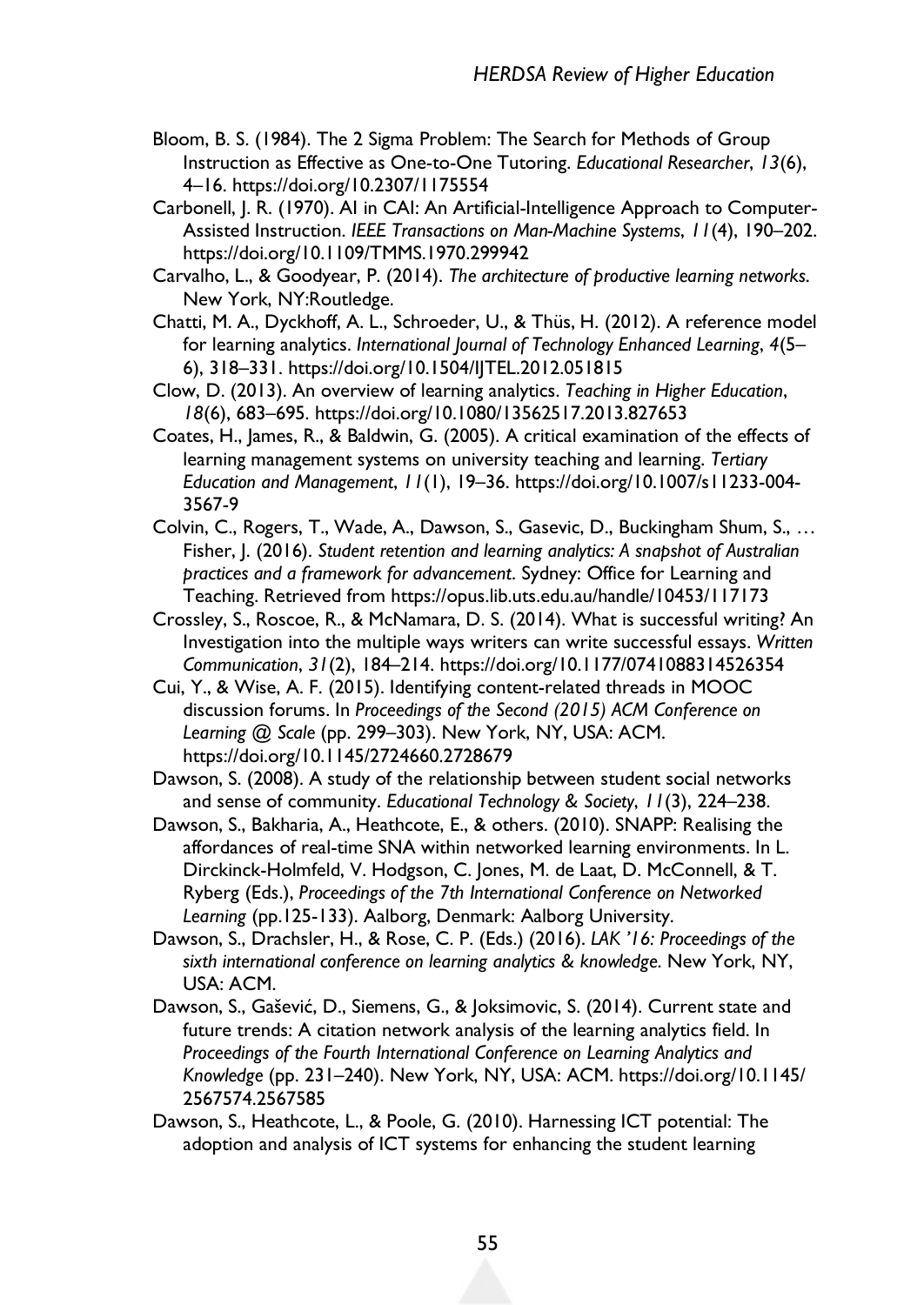Bloom, B. S. (1984). The 2 Sigma Problem: The Search for Methods of Group Instruction as Effective as One-to-One Tutoring. *Educational Researcher*, *13*(6), 4–16. https://doi.org/10.2307/1175554

Carbonell, J. R. (1970). AI in CAI: An Artificial-Intelligence Approach to Computer-Assisted Instruction. *IEEE Transactions on Man-Machine Systems*, *11*(4), 190–202. https://doi.org/10.1109/TMMS.1970.299942

Carvalho, L., & Goodyear, P. (2014). *The architecture of productive learning networks*. New York, NY:Routledge.

Chatti, M. A., Dyckhoff, A. L., Schroeder, U., & Thüs, H. (2012). A reference model for learning analytics. *International Journal of Technology Enhanced Learning*, *4*(5–6), 318–331. https://doi.org/10.1504/IJTEL.2012.051815

Clow, D. (2013). An overview of learning analytics. *Teaching in Higher Education*, *18*(6), 683–695. https://doi.org/10.1080/13562517.2013.827653

Coates, H., James, R., & Baldwin, G. (2005). A critical examination of the effects of learning management systems on university teaching and learning. *Tertiary Education and Management*, *11*(1), 19–36. https://doi.org/10.1007/s11233-004-3567-9

Colvin, C., Rogers, T., Wade, A., Dawson, S., Gasevic, D., Buckingham Shum, S., … Fisher, J. (2016). *Student retention and learning analytics: A snapshot of Australian practices and a framework for advancement*. Sydney: Office for Learning and Teaching. Retrieved from https://opus.lib.uts.edu.au/handle/10453/117173

Crossley, S., Roscoe, R., & McNamara, D. S. (2014). What is successful writing? An Investigation into the multiple ways writers can write successful essays. *Written Communication*, *31*(2), 184–214. https://doi.org/10.1177/0741088314526354

Cui, Y., & Wise, A. F. (2015). Identifying content-related threads in MOOC discussion forums. In *Proceedings of the Second (2015) ACM Conference on Learning @ Scale* (pp. 299–303). New York, NY, USA: ACM. https://doi.org/10.1145/2724660.2728679

Dawson, S. (2008). A study of the relationship between student social networks and sense of community. *Educational Technology & Society*, *11*(3), 224–238.

Dawson, S., Bakharia, A., Heathcote, E., & others. (2010). SNAPP: Realising the affordances of real-time SNA within networked learning environments. In L. Dirckinck-Holmfeld, V. Hodgson, C. Jones, M. de Laat, D. McConnell, & T. Ryberg (Eds.), *Proceedings of the 7th International Conference on Networked Learning* (pp.125-133). Aalborg, Denmark: Aalborg University.

Dawson, S., Drachsler, H., & Rose, C. P. (Eds.) (2016). *LAK '16: Proceedings of the sixth international conference on learning analytics & knowledge*. New York, NY, USA: ACM.

Dawson, S., Gašević, D., Siemens, G., & Joksimovic, S. (2014). Current state and future trends: A citation network analysis of the learning analytics field. In *Proceedings of the Fourth International Conference on Learning Analytics and Knowledge* (pp. 231–240). New York, NY, USA: ACM. https://doi.org/10.1145/2567574.2567585

Dawson, S., Heathcote, L., & Poole, G. (2010). Harnessing ICT potential: The adoption and analysis of ICT systems for enhancing the student learning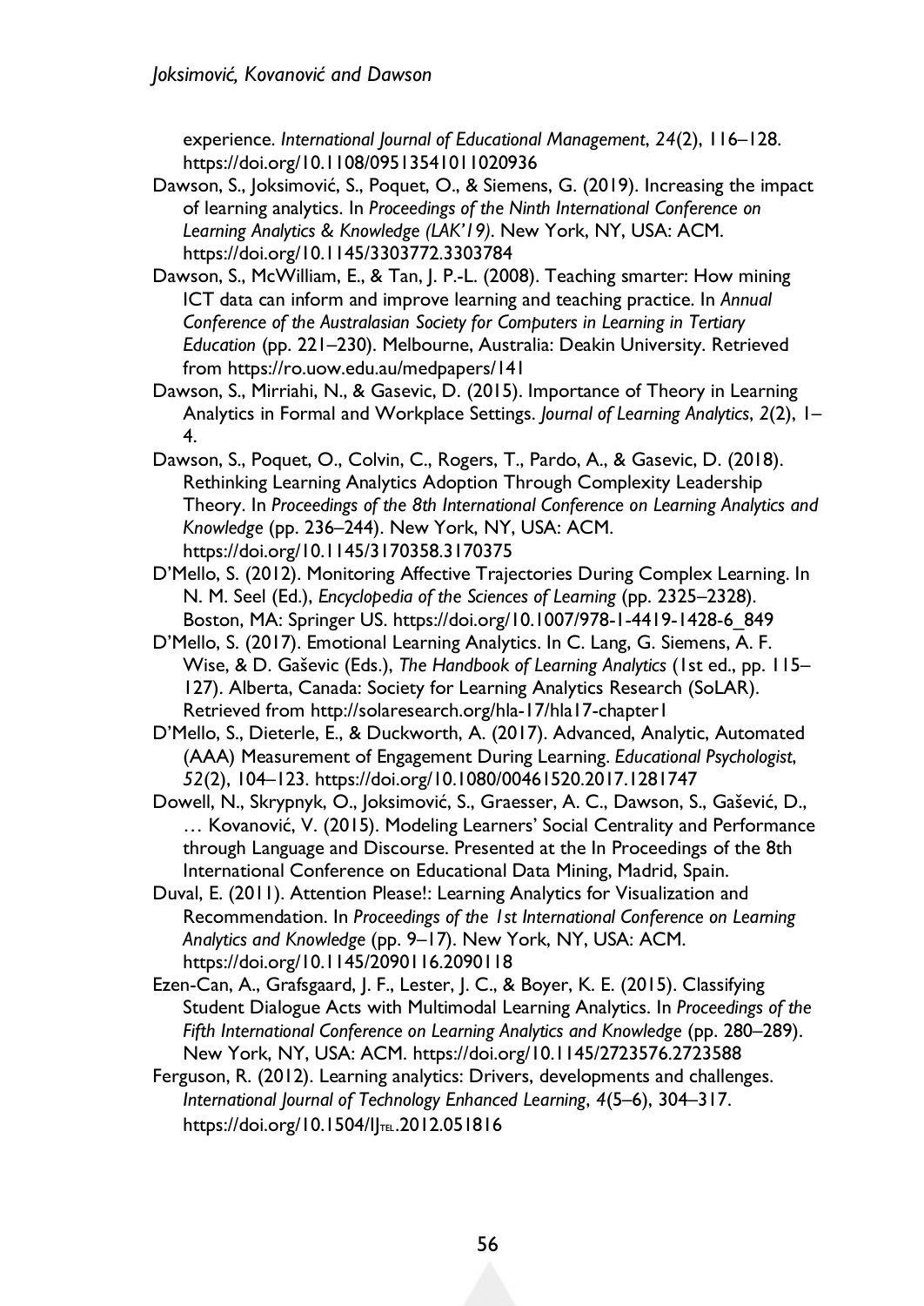experience. *International Journal of Educational Management*, *24*(2), 116–128. https://doi.org/10.1108/09513541011020936

Dawson, S., Joksimović, S., Poquet, O., & Siemens, G. (2019). Increasing the impact of learning analytics. In *Proceedings of the Ninth International Conference on Learning Analytics & Knowledge (LAK'19)*. New York, NY, USA: ACM. https://doi.org/10.1145/3303772.3303784

Dawson, S., McWilliam, E., & Tan, J. P.-L. (2008). Teaching smarter: How mining ICT data can inform and improve learning and teaching practice. In *Annual Conference of the Australasian Society for Computers in Learning in Tertiary Education* (pp. 221–230). Melbourne, Australia: Deakin University. Retrieved from https://ro.uow.edu.au/medpapers/141

Dawson, S., Mirriahi, N., & Gasevic, D. (2015). Importance of Theory in Learning Analytics in Formal and Workplace Settings. *Journal of Learning Analytics*, *2*(2), 1–4.

Dawson, S., Poquet, O., Colvin, C., Rogers, T., Pardo, A., & Gasevic, D. (2018). Rethinking Learning Analytics Adoption Through Complexity Leadership Theory. In *Proceedings of the 8th International Conference on Learning Analytics and Knowledge* (pp. 236–244). New York, NY, USA: ACM. https://doi.org/10.1145/3170358.3170375

D'Mello, S. (2012). Monitoring Affective Trajectories During Complex Learning. In N. M. Seel (Ed.), *Encyclopedia of the Sciences of Learning* (pp. 2325–2328). Boston, MA: Springer US. https://doi.org/10.1007/978-1-4419-1428-6_849

D'Mello, S. (2017). Emotional Learning Analytics. In C. Lang, G. Siemens, A. F. Wise, & D. Gaševic (Eds.), *The Handbook of Learning Analytics* (1st ed., pp. 115–127). Alberta, Canada: Society for Learning Analytics Research (SoLAR). Retrieved from http://solaresearch.org/hla-17/hla17-chapter1

D'Mello, S., Dieterle, E., & Duckworth, A. (2017). Advanced, Analytic, Automated (AAA) Measurement of Engagement During Learning. *Educational Psychologist*, *52*(2), 104–123. https://doi.org/10.1080/00461520.2017.1281747

Dowell, N., Skrypnyk, O., Joksimović, S., Graesser, A. C., Dawson, S., Gašević, D., … Kovanović, V. (2015). Modeling Learners' Social Centrality and Performance through Language and Discourse. Presented at the In Proceedings of the 8th International Conference on Educational Data Mining, Madrid, Spain.

Duval, E. (2011). Attention Please!: Learning Analytics for Visualization and Recommendation. In *Proceedings of the 1st International Conference on Learning Analytics and Knowledge* (pp. 9–17). New York, NY, USA: ACM. https://doi.org/10.1145/2090116.2090118

Ezen-Can, A., Grafsgaard, J. F., Lester, J. C., & Boyer, K. E. (2015). Classifying Student Dialogue Acts with Multimodal Learning Analytics. In *Proceedings of the Fifth International Conference on Learning Analytics and Knowledge* (pp. 280–289). New York, NY, USA: ACM. https://doi.org/10.1145/2723576.2723588

Ferguson, R. (2012). Learning analytics: Drivers, developments and challenges. *International Journal of Technology Enhanced Learning*, *4*(5–6), 304–317. https://doi.org/10.1504/IJTEL.2012.051816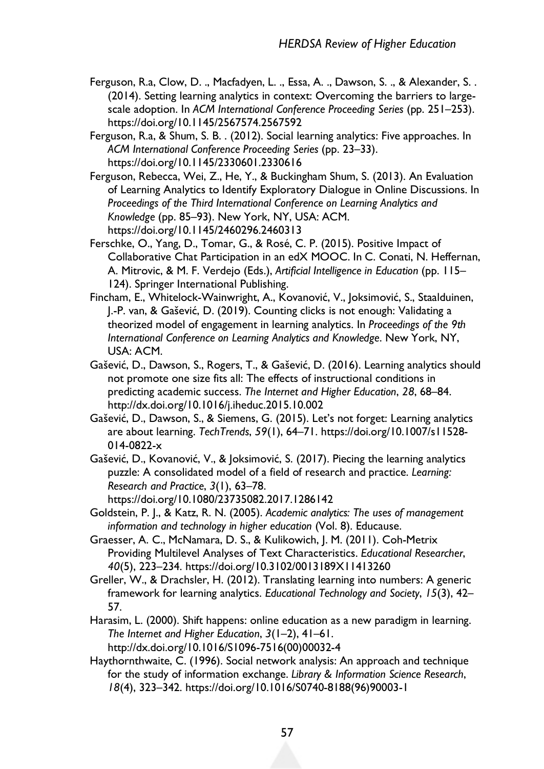Ferguson, R.a, Clow, D. ., Macfadyen, L. ., Essa, A. ., Dawson, S. ., & Alexander, S. . (2014). Setting learning analytics in context: Overcoming the barriers to large-scale adoption. In *ACM International Conference Proceeding Series* (pp. 251–253). https://doi.org/10.1145/2567574.2567592

Ferguson, R.a, & Shum, S. B. . (2012). Social learning analytics: Five approaches. In *ACM International Conference Proceeding Series* (pp. 23–33). https://doi.org/10.1145/2330601.2330616

Ferguson, Rebecca, Wei, Z., He, Y., & Buckingham Shum, S. (2013). An Evaluation of Learning Analytics to Identify Exploratory Dialogue in Online Discussions. In *Proceedings of the Third International Conference on Learning Analytics and Knowledge* (pp. 85–93). New York, NY, USA: ACM. https://doi.org/10.1145/2460296.2460313

Ferschke, O., Yang, D., Tomar, G., & Rosé, C. P. (2015). Positive Impact of Collaborative Chat Participation in an edX MOOC. In C. Conati, N. Heffernan, A. Mitrovic, & M. F. Verdejo (Eds.), *Artificial Intelligence in Education* (pp. 115–124). Springer International Publishing.

Fincham, E., Whitelock-Wainwright, A., Kovanović, V., Joksimović, S., Staalduinen, J.-P. van, & Gašević, D. (2019). Counting clicks is not enough: Validating a theorized model of engagement in learning analytics. In *Proceedings of the 9th International Conference on Learning Analytics and Knowledge*. New York, NY, USA: ACM.

Gašević, D., Dawson, S., Rogers, T., & Gašević, D. (2016). Learning analytics should not promote one size fits all: The effects of instructional conditions in predicting academic success. *The Internet and Higher Education*, *28*, 68–84. http://dx.doi.org/10.1016/j.iheduc.2015.10.002

Gašević, D., Dawson, S., & Siemens, G. (2015). Let's not forget: Learning analytics are about learning. *TechTrends*, *59*(1), 64–71. https://doi.org/10.1007/s11528-014-0822-x

Gašević, D., Kovanović, V., & Joksimović, S. (2017). Piecing the learning analytics puzzle: A consolidated model of a field of research and practice. *Learning: Research and Practice*, *3*(1), 63–78. https://doi.org/10.1080/23735082.2017.1286142

Goldstein, P. J., & Katz, R. N. (2005). *Academic analytics: The uses of management information and technology in higher education* (Vol. 8). Educause.

Graesser, A. C., McNamara, D. S., & Kulikowich, J. M. (2011). Coh-Metrix Providing Multilevel Analyses of Text Characteristics. *Educational Researcher*, *40*(5), 223–234. https://doi.org/10.3102/0013189X11413260

Greller, W., & Drachsler, H. (2012). Translating learning into numbers: A generic framework for learning analytics. *Educational Technology and Society*, *15*(3), 42–57.

Harasim, L. (2000). Shift happens: online education as a new paradigm in learning. *The Internet and Higher Education*, *3*(1–2), 41–61. http://dx.doi.org/10.1016/S1096-7516(00)00032-4

Haythornthwaite, C. (1996). Social network analysis: An approach and technique for the study of information exchange. *Library & Information Science Research*, *18*(4), 323–342. https://doi.org/10.1016/S0740-8188(96)90003-1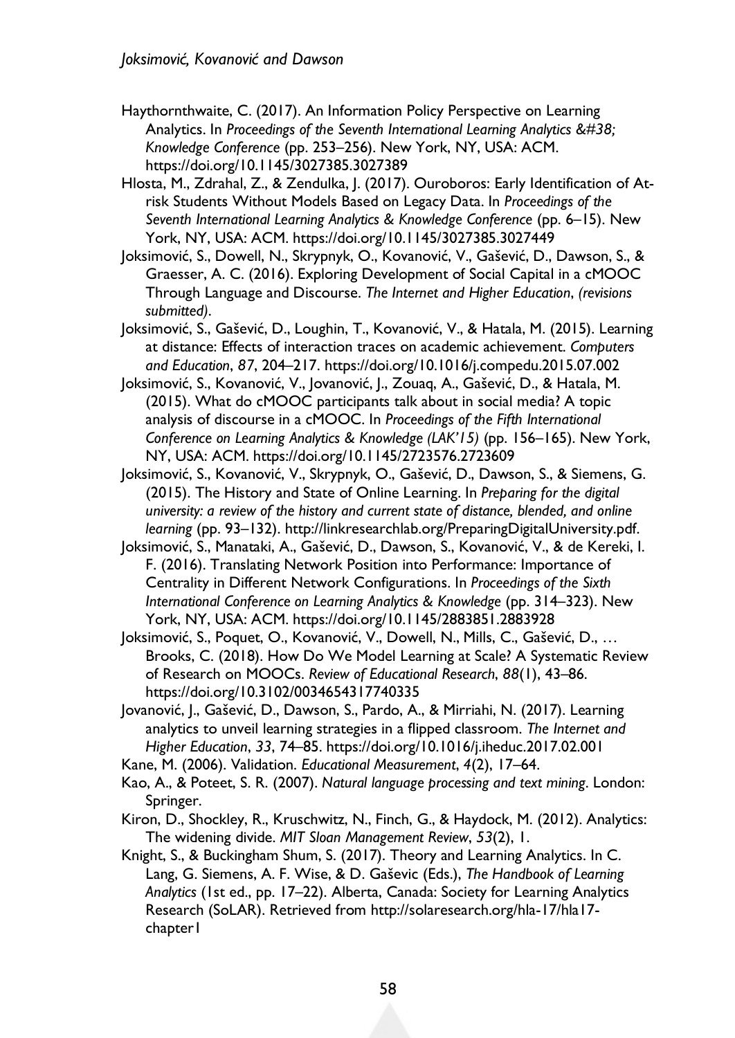Haythornthwaite, C. (2017). An Information Policy Perspective on Learning Analytics. In *Proceedings of the Seventh International Learning Analytics &#38; Knowledge Conference* (pp. 253–256). New York, NY, USA: ACM. https://doi.org/10.1145/3027385.3027389

Hlosta, M., Zdrahal, Z., & Zendulka, J. (2017). Ouroboros: Early Identification of At-risk Students Without Models Based on Legacy Data. In *Proceedings of the Seventh International Learning Analytics & Knowledge Conference* (pp. 6–15). New York, NY, USA: ACM. https://doi.org/10.1145/3027385.3027449

Joksimović, S., Dowell, N., Skrypnyk, O., Kovanović, V., Gašević, D., Dawson, S., & Graesser, A. C. (2016). Exploring Development of Social Capital in a cMOOC Through Language and Discourse. *The Internet and Higher Education*, *(revisions submitted)*.

Joksimović, S., Gašević, D., Loughin, T., Kovanović, V., & Hatala, M. (2015). Learning at distance: Effects of interaction traces on academic achievement. *Computers and Education*, *87*, 204–217. https://doi.org/10.1016/j.compedu.2015.07.002

Joksimović, S., Kovanović, V., Jovanović, J., Zouaq, A., Gašević, D., & Hatala, M. (2015). What do cMOOC participants talk about in social media? A topic analysis of discourse in a cMOOC. In *Proceedings of the Fifth International Conference on Learning Analytics & Knowledge (LAK'15)* (pp. 156–165). New York, NY, USA: ACM. https://doi.org/10.1145/2723576.2723609

Joksimović, S., Kovanović, V., Skrypnyk, O., Gašević, D., Dawson, S., & Siemens, G. (2015). The History and State of Online Learning. In *Preparing for the digital university: a review of the history and current state of distance, blended, and online learning* (pp. 93–132). http://linkresearchlab.org/PreparingDigitalUniversity.pdf.

Joksimović, S., Manataki, A., Gašević, D., Dawson, S., Kovanović, V., & de Kereki, I. F. (2016). Translating Network Position into Performance: Importance of Centrality in Different Network Configurations. In *Proceedings of the Sixth International Conference on Learning Analytics & Knowledge* (pp. 314–323). New York, NY, USA: ACM. https://doi.org/10.1145/2883851.2883928

Joksimović, S., Poquet, O., Kovanović, V., Dowell, N., Mills, C., Gašević, D., … Brooks, C. (2018). How Do We Model Learning at Scale? A Systematic Review of Research on MOOCs. *Review of Educational Research*, *88*(1), 43–86. https://doi.org/10.3102/0034654317740335

Jovanović, J., Gašević, D., Dawson, S., Pardo, A., & Mirriahi, N. (2017). Learning analytics to unveil learning strategies in a flipped classroom. *The Internet and Higher Education*, *33*, 74–85. https://doi.org/10.1016/j.iheduc.2017.02.001

Kane, M. (2006). Validation. *Educational Measurement*, *4*(2), 17–64.

Kao, A., & Poteet, S. R. (2007). *Natural language processing and text mining*. London: Springer.

Kiron, D., Shockley, R., Kruschwitz, N., Finch, G., & Haydock, M. (2012). Analytics: The widening divide. *MIT Sloan Management Review*, *53*(2), 1.

Knight, S., & Buckingham Shum, S. (2017). Theory and Learning Analytics. In C. Lang, G. Siemens, A. F. Wise, & D. Gaševic (Eds.), *The Handbook of Learning Analytics* (1st ed., pp. 17–22). Alberta, Canada: Society for Learning Analytics Research (SoLAR). Retrieved from http://solaresearch.org/hla-17/hla17-chapter1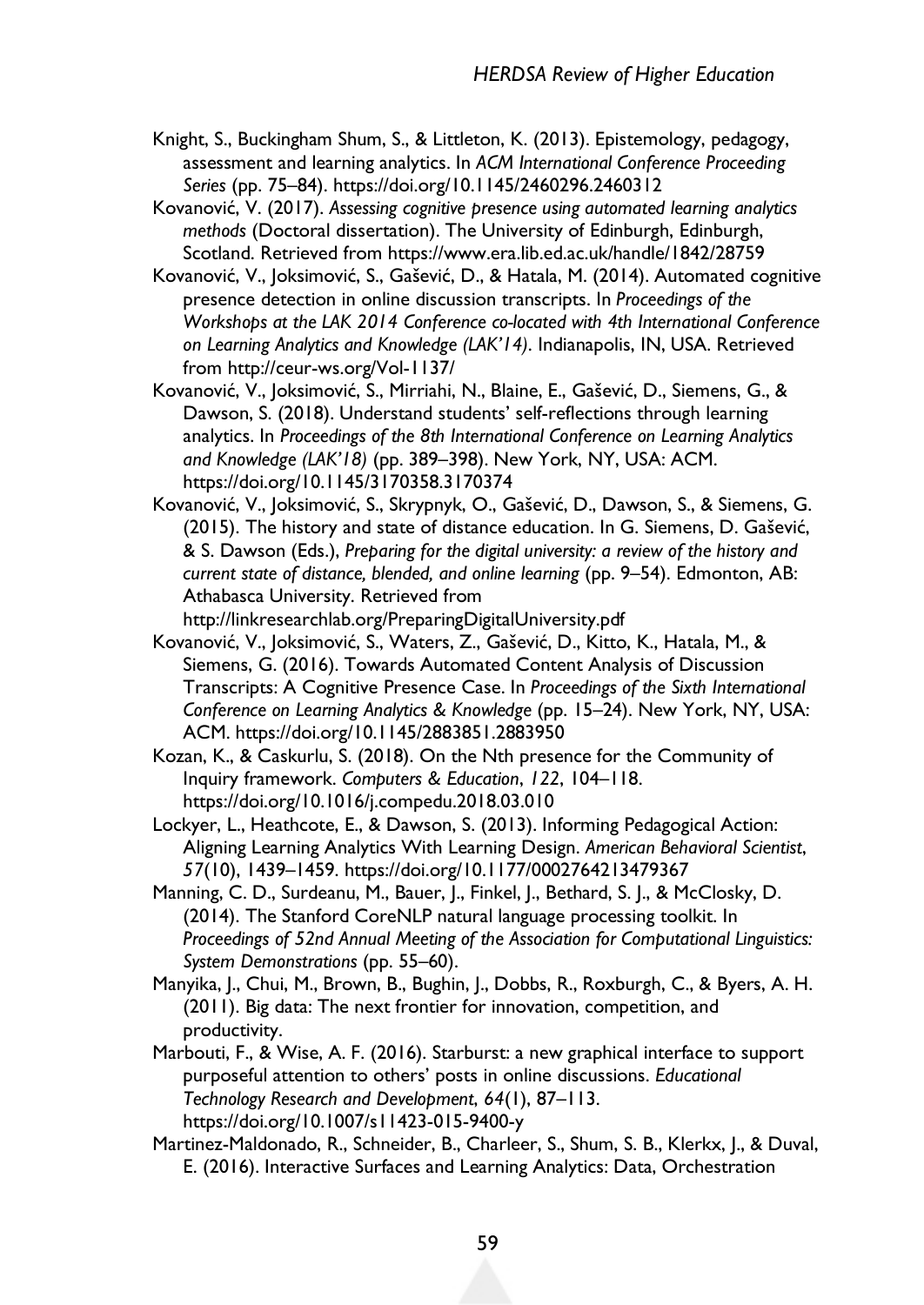Knight, S., Buckingham Shum, S., & Littleton, K. (2013). Epistemology, pedagogy, assessment and learning analytics. In *ACM International Conference Proceeding Series* (pp. 75–84). https://doi.org/10.1145/2460296.2460312

Kovanović, V. (2017). *Assessing cognitive presence using automated learning analytics methods* (Doctoral dissertation). The University of Edinburgh, Edinburgh, Scotland. Retrieved from https://www.era.lib.ed.ac.uk/handle/1842/28759

Kovanović, V., Joksimović, S., Gašević, D., & Hatala, M. (2014). Automated cognitive presence detection in online discussion transcripts. In *Proceedings of the Workshops at the LAK 2014 Conference co-located with 4th International Conference on Learning Analytics and Knowledge (LAK'14)*. Indianapolis, IN, USA. Retrieved from http://ceur-ws.org/Vol-1137/

Kovanović, V., Joksimović, S., Mirriahi, N., Blaine, E., Gašević, D., Siemens, G., & Dawson, S. (2018). Understand students' self-reflections through learning analytics. In *Proceedings of the 8th International Conference on Learning Analytics and Knowledge (LAK'18)* (pp. 389–398). New York, NY, USA: ACM. https://doi.org/10.1145/3170358.3170374

Kovanović, V., Joksimović, S., Skrypnyk, O., Gašević, D., Dawson, S., & Siemens, G. (2015). The history and state of distance education. In G. Siemens, D. Gašević, & S. Dawson (Eds.), *Preparing for the digital university: a review of the history and current state of distance, blended, and online learning* (pp. 9–54). Edmonton, AB: Athabasca University. Retrieved from http://linkresearchlab.org/PreparingDigitalUniversity.pdf

Kovanović, V., Joksimović, S., Waters, Z., Gašević, D., Kitto, K., Hatala, M., & Siemens, G. (2016). Towards Automated Content Analysis of Discussion Transcripts: A Cognitive Presence Case. In *Proceedings of the Sixth International Conference on Learning Analytics & Knowledge* (pp. 15–24). New York, NY, USA: ACM. https://doi.org/10.1145/2883851.2883950

Kozan, K., & Caskurlu, S. (2018). On the Nth presence for the Community of Inquiry framework. *Computers & Education*, *122*, 104–118. https://doi.org/10.1016/j.compedu.2018.03.010

Lockyer, L., Heathcote, E., & Dawson, S. (2013). Informing Pedagogical Action: Aligning Learning Analytics With Learning Design. *American Behavioral Scientist*, *57*(10), 1439–1459. https://doi.org/10.1177/0002764213479367

Manning, C. D., Surdeanu, M., Bauer, J., Finkel, J., Bethard, S. J., & McClosky, D. (2014). The Stanford CoreNLP natural language processing toolkit. In *Proceedings of 52nd Annual Meeting of the Association for Computational Linguistics: System Demonstrations* (pp. 55–60).

Manyika, J., Chui, M., Brown, B., Bughin, J., Dobbs, R., Roxburgh, C., & Byers, A. H. (2011). Big data: The next frontier for innovation, competition, and productivity.

Marbouti, F., & Wise, A. F. (2016). Starburst: a new graphical interface to support purposeful attention to others' posts in online discussions. *Educational Technology Research and Development*, *64*(1), 87–113. https://doi.org/10.1007/s11423-015-9400-y

Martinez-Maldonado, R., Schneider, B., Charleer, S., Shum, S. B., Klerkx, J., & Duval, E. (2016). Interactive Surfaces and Learning Analytics: Data, Orchestration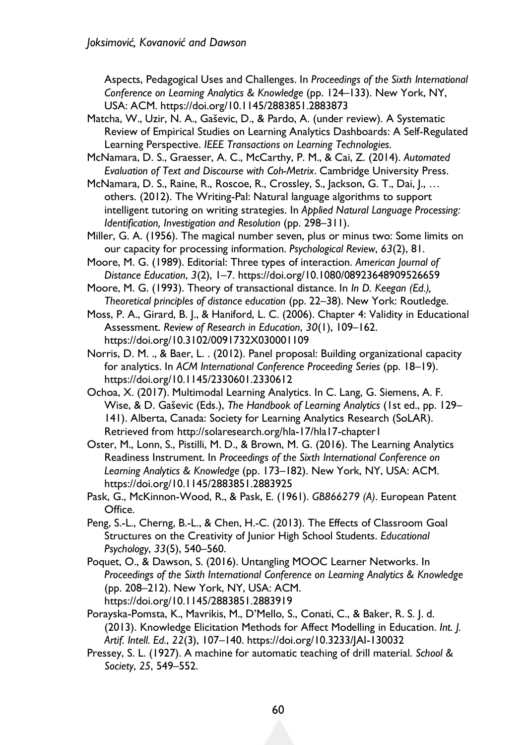Aspects, Pedagogical Uses and Challenges. In *Proceedings of the Sixth International Conference on Learning Analytics & Knowledge* (pp. 124–133). New York, NY, USA: ACM. https://doi.org/10.1145/2883851.2883873

Matcha, W., Uzir, N. A., Gaševic, D., & Pardo, A. (under review). A Systematic Review of Empirical Studies on Learning Analytics Dashboards: A Self-Regulated Learning Perspective. *IEEE Transactions on Learning Technologies*.

McNamara, D. S., Graesser, A. C., McCarthy, P. M., & Cai, Z. (2014). *Automated Evaluation of Text and Discourse with Coh-Metrix*. Cambridge University Press.

McNamara, D. S., Raine, R., Roscoe, R., Crossley, S., Jackson, G. T., Dai, J., … others. (2012). The Writing-Pal: Natural language algorithms to support intelligent tutoring on writing strategies. In *Applied Natural Language Processing: Identification, Investigation and Resolution* (pp. 298–311).

Miller, G. A. (1956). The magical number seven, plus or minus two: Some limits on our capacity for processing information. *Psychological Review*, *63*(2), 81.

Moore, M. G. (1989). Editorial: Three types of interaction. *American Journal of Distance Education*, *3*(2), 1–7. https://doi.org/10.1080/08923648909526659

Moore, M. G. (1993). Theory of transactional distance. In *In D. Keegan (Ed.), Theoretical principles of distance education* (pp. 22–38). New York: Routledge.

Moss, P. A., Girard, B. J., & Haniford, L. C. (2006). Chapter 4: Validity in Educational Assessment. *Review of Research in Education*, *30*(1), 109–162. https://doi.org/10.3102/0091732X030001109

Norris, D. M. ., & Baer, L. . (2012). Panel proposal: Building organizational capacity for analytics. In *ACM International Conference Proceeding Series* (pp. 18–19). https://doi.org/10.1145/2330601.2330612

Ochoa, X. (2017). Multimodal Learning Analytics. In C. Lang, G. Siemens, A. F. Wise, & D. Gaševic (Eds.), *The Handbook of Learning Analytics* (1st ed., pp. 129–141). Alberta, Canada: Society for Learning Analytics Research (SoLAR). Retrieved from http://solaresearch.org/hla-17/hla17-chapter1

Oster, M., Lonn, S., Pistilli, M. D., & Brown, M. G. (2016). The Learning Analytics Readiness Instrument. In *Proceedings of the Sixth International Conference on Learning Analytics & Knowledge* (pp. 173–182). New York, NY, USA: ACM. https://doi.org/10.1145/2883851.2883925

Pask, G., McKinnon-Wood, R., & Pask, E. (1961). *GB866279 (A)*. European Patent Office.

Peng, S.-L., Cherng, B.-L., & Chen, H.-C. (2013). The Effects of Classroom Goal Structures on the Creativity of Junior High School Students. *Educational Psychology*, *33*(5), 540–560.

Poquet, O., & Dawson, S. (2016). Untangling MOOC Learner Networks. In *Proceedings of the Sixth International Conference on Learning Analytics & Knowledge* (pp. 208–212). New York, NY, USA: ACM. https://doi.org/10.1145/2883851.2883919

Porayska-Pomsta, K., Mavrikis, M., D'Mello, S., Conati, C., & Baker, R. S. J. d. (2013). Knowledge Elicitation Methods for Affect Modelling in Education. *Int. J. Artif. Intell. Ed.*, *22*(3), 107–140. https://doi.org/10.3233/JAI-130032

Pressey, S. L. (1927). A machine for automatic teaching of drill material. *School & Society*, *25*, 549–552.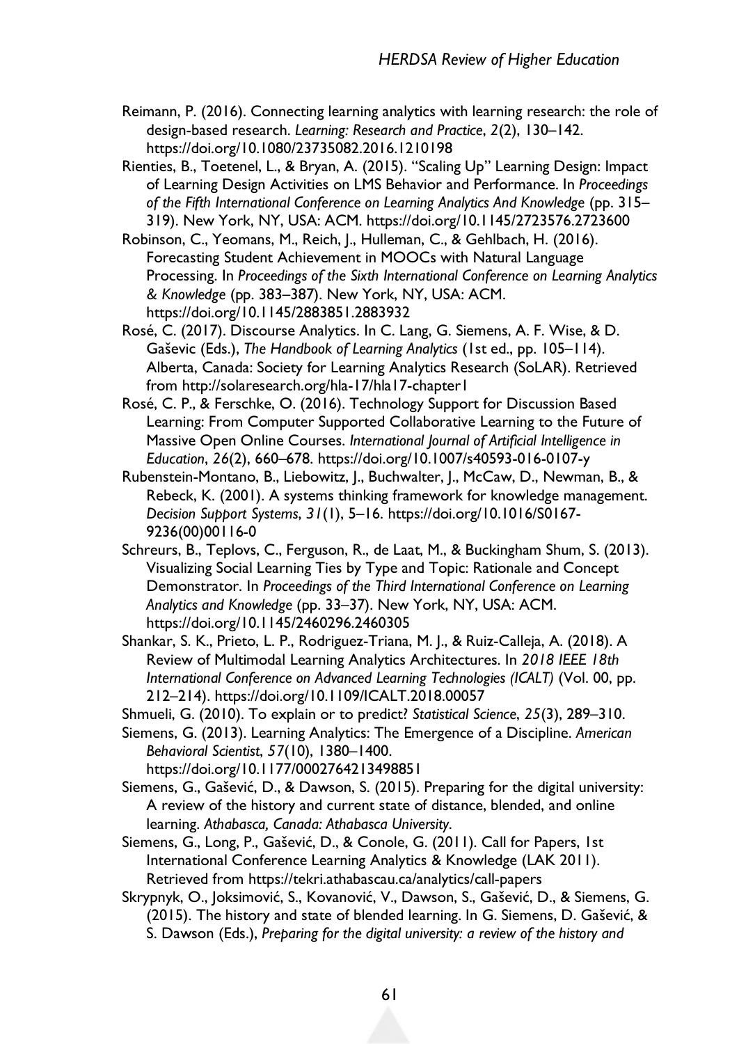Reimann, P. (2016). Connecting learning analytics with learning research: the role of design-based research. *Learning: Research and Practice*, *2*(2), 130–142. https://doi.org/10.1080/23735082.2016.1210198

Rienties, B., Toetenel, L., & Bryan, A. (2015). "Scaling Up" Learning Design: Impact of Learning Design Activities on LMS Behavior and Performance. In *Proceedings of the Fifth International Conference on Learning Analytics And Knowledge* (pp. 315–319). New York, NY, USA: ACM. https://doi.org/10.1145/2723576.2723600

Robinson, C., Yeomans, M., Reich, J., Hulleman, C., & Gehlbach, H. (2016). Forecasting Student Achievement in MOOCs with Natural Language Processing. In *Proceedings of the Sixth International Conference on Learning Analytics & Knowledge* (pp. 383–387). New York, NY, USA: ACM. https://doi.org/10.1145/2883851.2883932

Rosé, C. (2017). Discourse Analytics. In C. Lang, G. Siemens, A. F. Wise, & D. Gaševic (Eds.), *The Handbook of Learning Analytics* (1st ed., pp. 105–114). Alberta, Canada: Society for Learning Analytics Research (SoLAR). Retrieved from http://solaresearch.org/hla-17/hla17-chapter1

Rosé, C. P., & Ferschke, O. (2016). Technology Support for Discussion Based Learning: From Computer Supported Collaborative Learning to the Future of Massive Open Online Courses. *International Journal of Artificial Intelligence in Education*, *26*(2), 660–678. https://doi.org/10.1007/s40593-016-0107-y

Rubenstein-Montano, B., Liebowitz, J., Buchwalter, J., McCaw, D., Newman, B., & Rebeck, K. (2001). A systems thinking framework for knowledge management. *Decision Support Systems*, *31*(1), 5–16. https://doi.org/10.1016/S0167-9236(00)00116-0

Schreurs, B., Teplovs, C., Ferguson, R., de Laat, M., & Buckingham Shum, S. (2013). Visualizing Social Learning Ties by Type and Topic: Rationale and Concept Demonstrator. In *Proceedings of the Third International Conference on Learning Analytics and Knowledge* (pp. 33–37). New York, NY, USA: ACM. https://doi.org/10.1145/2460296.2460305

Shankar, S. K., Prieto, L. P., Rodriguez-Triana, M. J., & Ruiz-Calleja, A. (2018). A Review of Multimodal Learning Analytics Architectures. In *2018 IEEE 18th International Conference on Advanced Learning Technologies (ICALT)* (Vol. 00, pp. 212–214). https://doi.org/10.1109/ICALT.2018.00057

Shmueli, G. (2010). To explain or to predict? *Statistical Science*, *25*(3), 289–310.

Siemens, G. (2013). Learning Analytics: The Emergence of a Discipline. *American Behavioral Scientist*, *57*(10), 1380–1400. https://doi.org/10.1177/0002764213498851

Siemens, G., Gašević, D., & Dawson, S. (2015). Preparing for the digital university: A review of the history and current state of distance, blended, and online learning. *Athabasca, Canada: Athabasca University*.

Siemens, G., Long, P., Gašević, D., & Conole, G. (2011). Call for Papers, 1st International Conference Learning Analytics & Knowledge (LAK 2011). Retrieved from https://tekri.athabascau.ca/analytics/call-papers

Skrypnyk, O., Joksimović, S., Kovanović, V., Dawson, S., Gašević, D., & Siemens, G. (2015). The history and state of blended learning. In G. Siemens, D. Gašević, & S. Dawson (Eds.), *Preparing for the digital university: a review of the history and*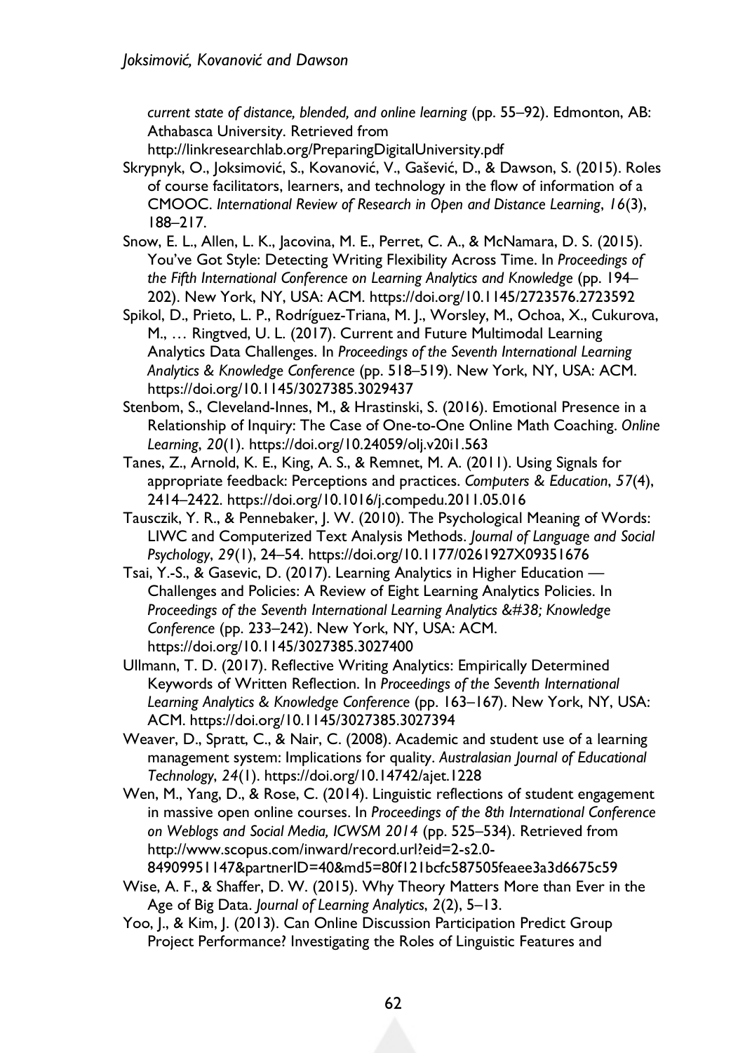*current state of distance, blended, and online learning* (pp. 55–92). Edmonton, AB: Athabasca University. Retrieved from http://linkresearchlab.org/PreparingDigitalUniversity.pdf

Skrypnyk, O., Joksimović, S., Kovanović, V., Gašević, D., & Dawson, S. (2015). Roles of course facilitators, learners, and technology in the flow of information of a CMOOC. *International Review of Research in Open and Distance Learning*, *16*(3), 188–217.

Snow, E. L., Allen, L. K., Jacovina, M. E., Perret, C. A., & McNamara, D. S. (2015). You've Got Style: Detecting Writing Flexibility Across Time. In *Proceedings of the Fifth International Conference on Learning Analytics and Knowledge* (pp. 194–202). New York, NY, USA: ACM. https://doi.org/10.1145/2723576.2723592

Spikol, D., Prieto, L. P., Rodríguez-Triana, M. J., Worsley, M., Ochoa, X., Cukurova, M., … Ringtved, U. L. (2017). Current and Future Multimodal Learning Analytics Data Challenges. In *Proceedings of the Seventh International Learning Analytics & Knowledge Conference* (pp. 518–519). New York, NY, USA: ACM. https://doi.org/10.1145/3027385.3029437

Stenbom, S., Cleveland-Innes, M., & Hrastinski, S. (2016). Emotional Presence in a Relationship of Inquiry: The Case of One-to-One Online Math Coaching. *Online Learning*, *20*(1). https://doi.org/10.24059/olj.v20i1.563

Tanes, Z., Arnold, K. E., King, A. S., & Remnet, M. A. (2011). Using Signals for appropriate feedback: Perceptions and practices. *Computers & Education*, *57*(4), 2414–2422. https://doi.org/10.1016/j.compedu.2011.05.016

Tausczik, Y. R., & Pennebaker, J. W. (2010). The Psychological Meaning of Words: LIWC and Computerized Text Analysis Methods. *Journal of Language and Social Psychology*, *29*(1), 24–54. https://doi.org/10.1177/0261927X09351676

Tsai, Y.-S., & Gasevic, D. (2017). Learning Analytics in Higher Education — Challenges and Policies: A Review of Eight Learning Analytics Policies. In *Proceedings of the Seventh International Learning Analytics &#38; Knowledge Conference* (pp. 233–242). New York, NY, USA: ACM. https://doi.org/10.1145/3027385.3027400

Ullmann, T. D. (2017). Reflective Writing Analytics: Empirically Determined Keywords of Written Reflection. In *Proceedings of the Seventh International Learning Analytics & Knowledge Conference* (pp. 163–167). New York, NY, USA: ACM. https://doi.org/10.1145/3027385.3027394

Weaver, D., Spratt, C., & Nair, C. (2008). Academic and student use of a learning management system: Implications for quality. *Australasian Journal of Educational Technology*, *24*(1). https://doi.org/10.14742/ajet.1228

Wen, M., Yang, D., & Rose, C. (2014). Linguistic reflections of student engagement in massive open online courses. In *Proceedings of the 8th International Conference on Weblogs and Social Media, ICWSM 2014* (pp. 525–534). Retrieved from http://www.scopus.com/inward/record.url?eid=2-s2.0-84909951147&partnerID=40&md5=80f121bcfc587505feaee3a3d6675c59

Wise, A. F., & Shaffer, D. W. (2015). Why Theory Matters More than Ever in the Age of Big Data. *Journal of Learning Analytics*, *2*(2), 5–13.

Yoo, J., & Kim, J. (2013). Can Online Discussion Participation Predict Group Project Performance? Investigating the Roles of Linguistic Features and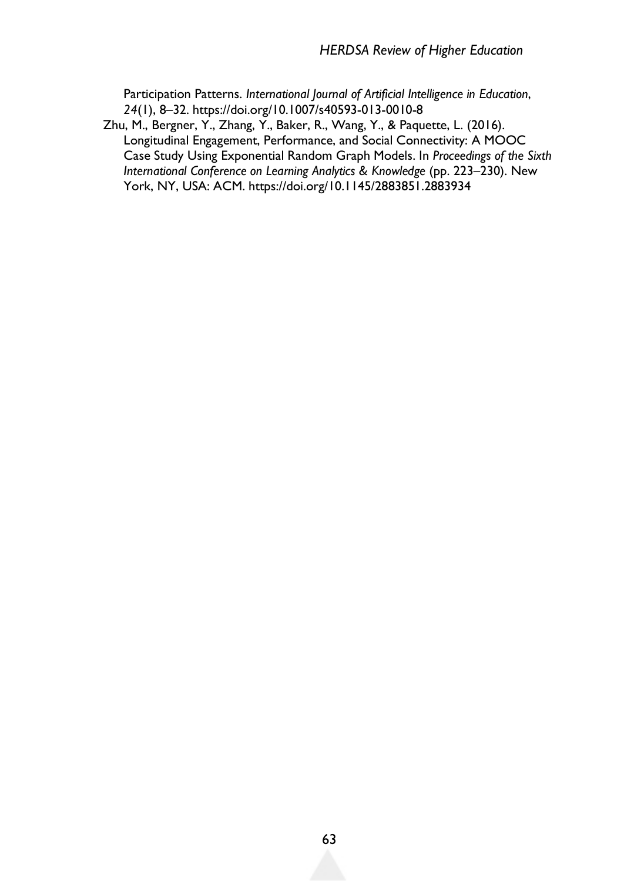Participation Patterns. *International Journal of Artificial Intelligence in Education*, *24*(1), 8–32. https://doi.org/10.1007/s40593-013-0010-8

Zhu, M., Bergner, Y., Zhang, Y., Baker, R., Wang, Y., & Paquette, L. (2016). Longitudinal Engagement, Performance, and Social Connectivity: A MOOC Case Study Using Exponential Random Graph Models. In *Proceedings of the Sixth International Conference on Learning Analytics & Knowledge* (pp. 223–230). New York, NY, USA: ACM. https://doi.org/10.1145/2883851.2883934